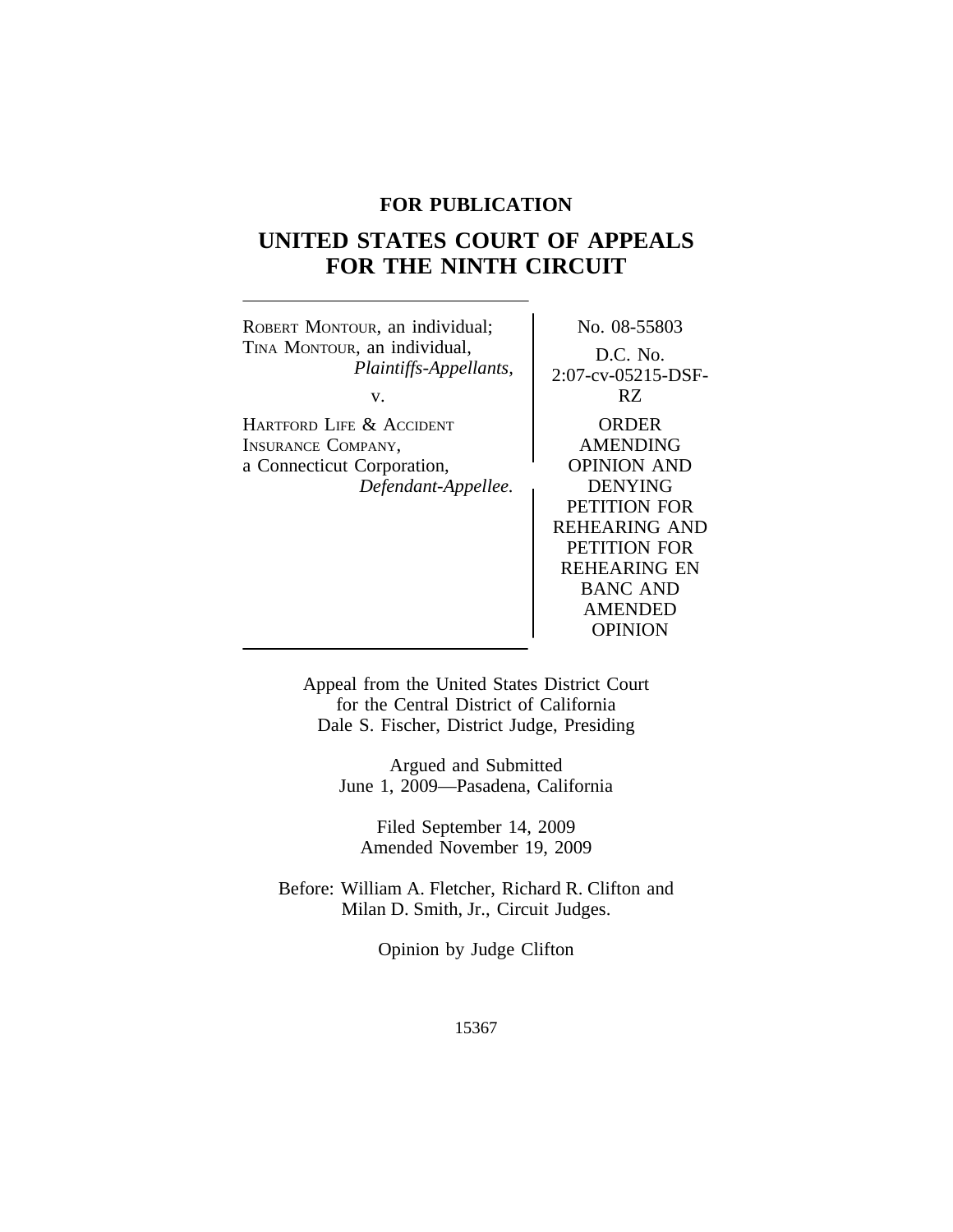**FOR PUBLICATION**

# UNITED STATES COURT OF APPEALS FOR THE NINTH CIRCUIT

ROBERT MONTOUR, an individual; TINA MONTOUR, an individual,
*Plaintiffs-Appellants,*

v.

HARTFORD LIFE & ACCIDENT INSURANCE COMPANY, a Connecticut Corporation,
*Defendant-Appellee.*

No. 08-55803

D.C. No. 2:07-cv-05215-DSF-RZ

ORDER AMENDING OPINION AND DENYING PETITION FOR REHEARING AND PETITION FOR REHEARING EN BANC AND AMENDED OPINION

Appeal from the United States District Court for the Central District of California
Dale S. Fischer, District Judge, Presiding

Argued and Submitted
June 1, 2009—Pasadena, California

Filed September 14, 2009
Amended November 19, 2009

Before: William A. Fletcher, Richard R. Clifton and Milan D. Smith, Jr., Circuit Judges.

Opinion by Judge Clifton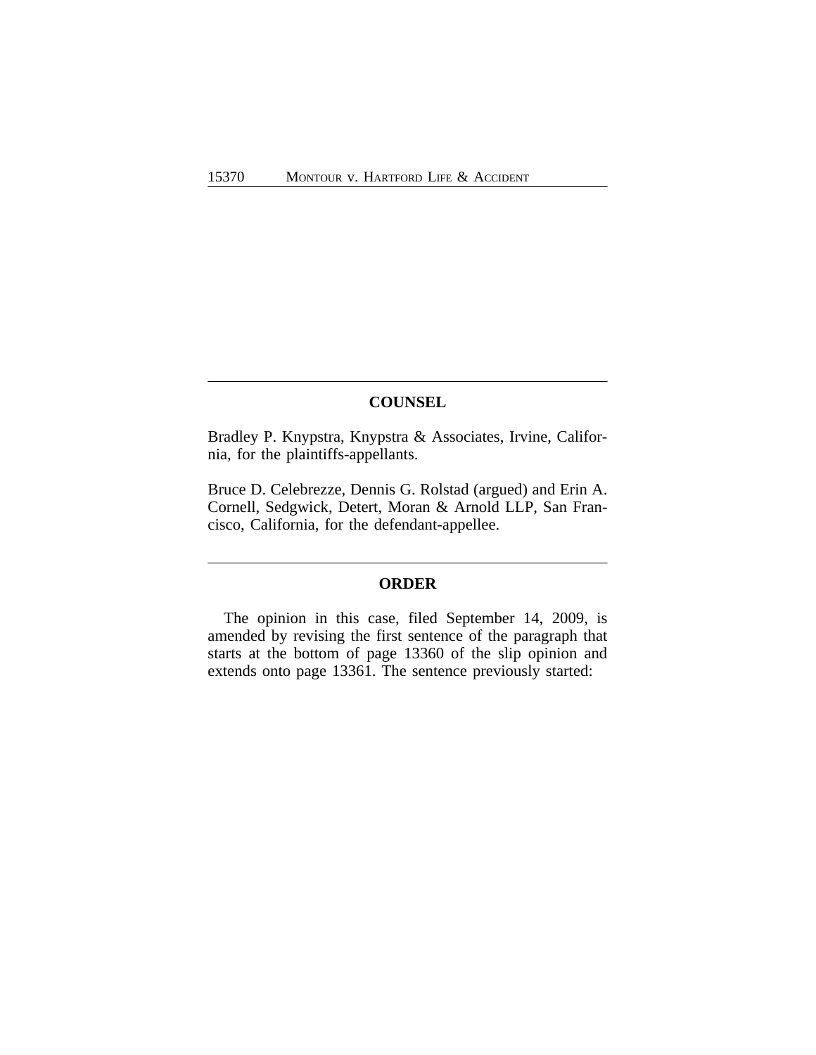## COUNSEL

Bradley P. Knypstra, Knypstra & Associates, Irvine, California, for the plaintiffs-appellants.

Bruce D. Celebrezze, Dennis G. Rolstad (argued) and Erin A. Cornell, Sedgwick, Detert, Moran & Arnold LLP, San Francisco, California, for the defendant-appellee.

## ORDER

The opinion in this case, filed September 14, 2009, is amended by revising the first sentence of the paragraph that starts at the bottom of page 13360 of the slip opinion and extends onto page 13361. The sentence previously started: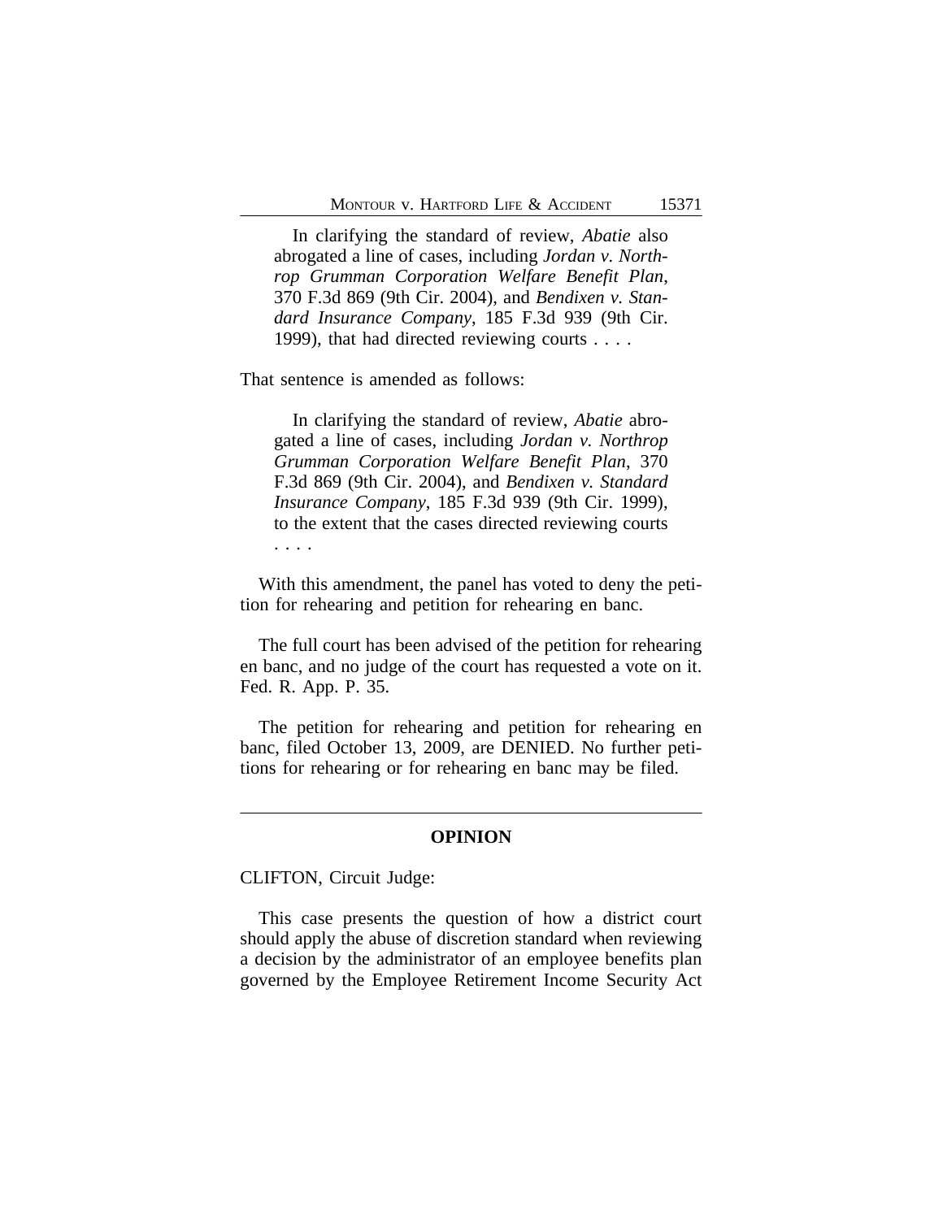In clarifying the standard of review, *Abatie* also abrogated a line of cases, including *Jordan v. Northrop Grumman Corporation Welfare Benefit Plan*, 370 F.3d 869 (9th Cir. 2004), and *Bendixen v. Standard Insurance Company*, 185 F.3d 939 (9th Cir. 1999), that had directed reviewing courts . . . .

That sentence is amended as follows:

> In clarifying the standard of review, *Abatie* abrogated a line of cases, including *Jordan v. Northrop Grumman Corporation Welfare Benefit Plan*, 370 F.3d 869 (9th Cir. 2004), and *Bendixen v. Standard Insurance Company*, 185 F.3d 939 (9th Cir. 1999), to the extent that the cases directed reviewing courts . . . .

With this amendment, the panel has voted to deny the petition for rehearing and petition for rehearing en banc.

The full court has been advised of the petition for rehearing en banc, and no judge of the court has requested a vote on it. Fed. R. App. P. 35.

The petition for rehearing and petition for rehearing en banc, filed October 13, 2009, are DENIED. No further petitions for rehearing or for rehearing en banc may be filed.

---

## OPINION

CLIFTON, Circuit Judge:

This case presents the question of how a district court should apply the abuse of discretion standard when reviewing a decision by the administrator of an employee benefits plan governed by the Employee Retirement Income Security Act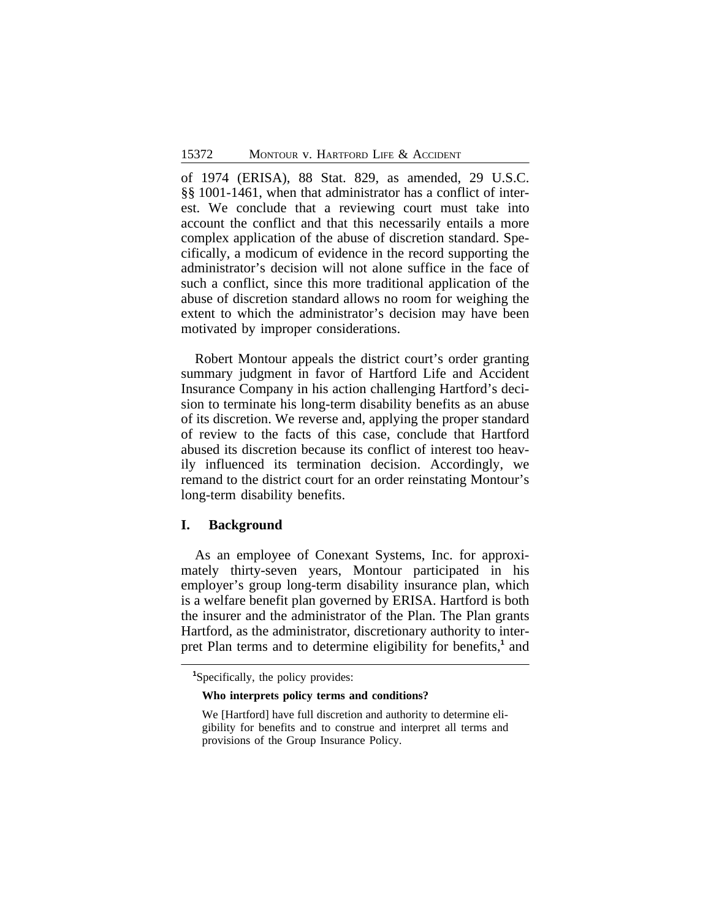of 1974 (ERISA), 88 Stat. 829, as amended, 29 U.S.C. §§ 1001-1461, when that administrator has a conflict of interest. We conclude that a reviewing court must take into account the conflict and that this necessarily entails a more complex application of the abuse of discretion standard. Specifically, a modicum of evidence in the record supporting the administrator's decision will not alone suffice in the face of such a conflict, since this more traditional application of the abuse of discretion standard allows no room for weighing the extent to which the administrator's decision may have been motivated by improper considerations.

Robert Montour appeals the district court's order granting summary judgment in favor of Hartford Life and Accident Insurance Company in his action challenging Hartford's decision to terminate his long-term disability benefits as an abuse of its discretion. We reverse and, applying the proper standard of review to the facts of this case, conclude that Hartford abused its discretion because its conflict of interest too heavily influenced its termination decision. Accordingly, we remand to the district court for an order reinstating Montour's long-term disability benefits.

## I. Background

As an employee of Conexant Systems, Inc. for approximately thirty-seven years, Montour participated in his employer's group long-term disability insurance plan, which is a welfare benefit plan governed by ERISA. Hartford is both the insurer and the administrator of the Plan. The Plan grants Hartford, as the administrator, discretionary authority to interpret Plan terms and to determine eligibility for benefits,[1] and

---

[1]Specifically, the policy provides:

**Who interprets policy terms and conditions?**

We [Hartford] have full discretion and authority to determine eligibility for benefits and to construe and interpret all terms and provisions of the Group Insurance Policy.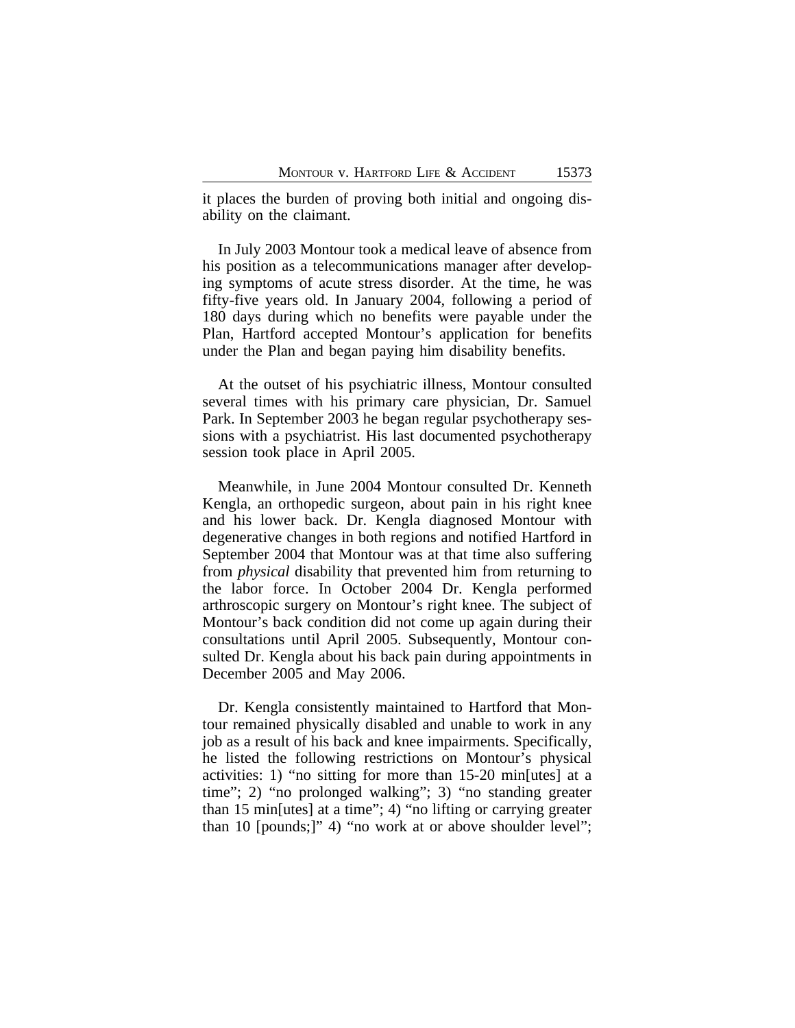it places the burden of proving both initial and ongoing disability on the claimant.

In July 2003 Montour took a medical leave of absence from his position as a telecommunications manager after developing symptoms of acute stress disorder. At the time, he was fifty-five years old. In January 2004, following a period of 180 days during which no benefits were payable under the Plan, Hartford accepted Montour's application for benefits under the Plan and began paying him disability benefits.

At the outset of his psychiatric illness, Montour consulted several times with his primary care physician, Dr. Samuel Park. In September 2003 he began regular psychotherapy sessions with a psychiatrist. His last documented psychotherapy session took place in April 2005.

Meanwhile, in June 2004 Montour consulted Dr. Kenneth Kengla, an orthopedic surgeon, about pain in his right knee and his lower back. Dr. Kengla diagnosed Montour with degenerative changes in both regions and notified Hartford in September 2004 that Montour was at that time also suffering from *physical* disability that prevented him from returning to the labor force. In October 2004 Dr. Kengla performed arthroscopic surgery on Montour's right knee. The subject of Montour's back condition did not come up again during their consultations until April 2005. Subsequently, Montour consulted Dr. Kengla about his back pain during appointments in December 2005 and May 2006.

Dr. Kengla consistently maintained to Hartford that Montour remained physically disabled and unable to work in any job as a result of his back and knee impairments. Specifically, he listed the following restrictions on Montour's physical activities: 1) "no sitting for more than 15-20 min[utes] at a time"; 2) "no prolonged walking"; 3) "no standing greater than 15 min[utes] at a time"; 4) "no lifting or carrying greater than 10 [pounds;]" 4) "no work at or above shoulder level";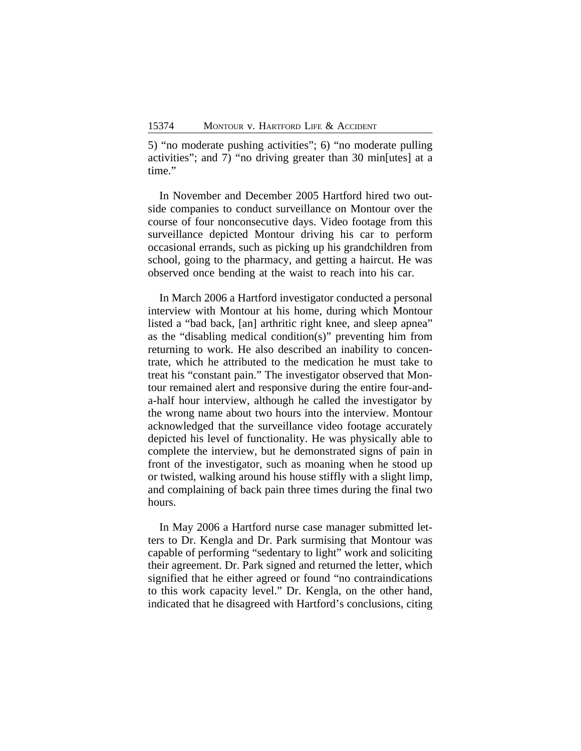5) "no moderate pushing activities"; 6) "no moderate pulling activities"; and 7) "no driving greater than 30 min[utes] at a time."

In November and December 2005 Hartford hired two outside companies to conduct surveillance on Montour over the course of four nonconsecutive days. Video footage from this surveillance depicted Montour driving his car to perform occasional errands, such as picking up his grandchildren from school, going to the pharmacy, and getting a haircut. He was observed once bending at the waist to reach into his car.

In March 2006 a Hartford investigator conducted a personal interview with Montour at his home, during which Montour listed a "bad back, [an] arthritic right knee, and sleep apnea" as the "disabling medical condition(s)" preventing him from returning to work. He also described an inability to concentrate, which he attributed to the medication he must take to treat his "constant pain." The investigator observed that Montour remained alert and responsive during the entire four-and-a-half hour interview, although he called the investigator by the wrong name about two hours into the interview. Montour acknowledged that the surveillance video footage accurately depicted his level of functionality. He was physically able to complete the interview, but he demonstrated signs of pain in front of the investigator, such as moaning when he stood up or twisted, walking around his house stiffly with a slight limp, and complaining of back pain three times during the final two hours.

In May 2006 a Hartford nurse case manager submitted letters to Dr. Kengla and Dr. Park surmising that Montour was capable of performing "sedentary to light" work and soliciting their agreement. Dr. Park signed and returned the letter, which signified that he either agreed or found "no contraindications to this work capacity level." Dr. Kengla, on the other hand, indicated that he disagreed with Hartford's conclusions, citing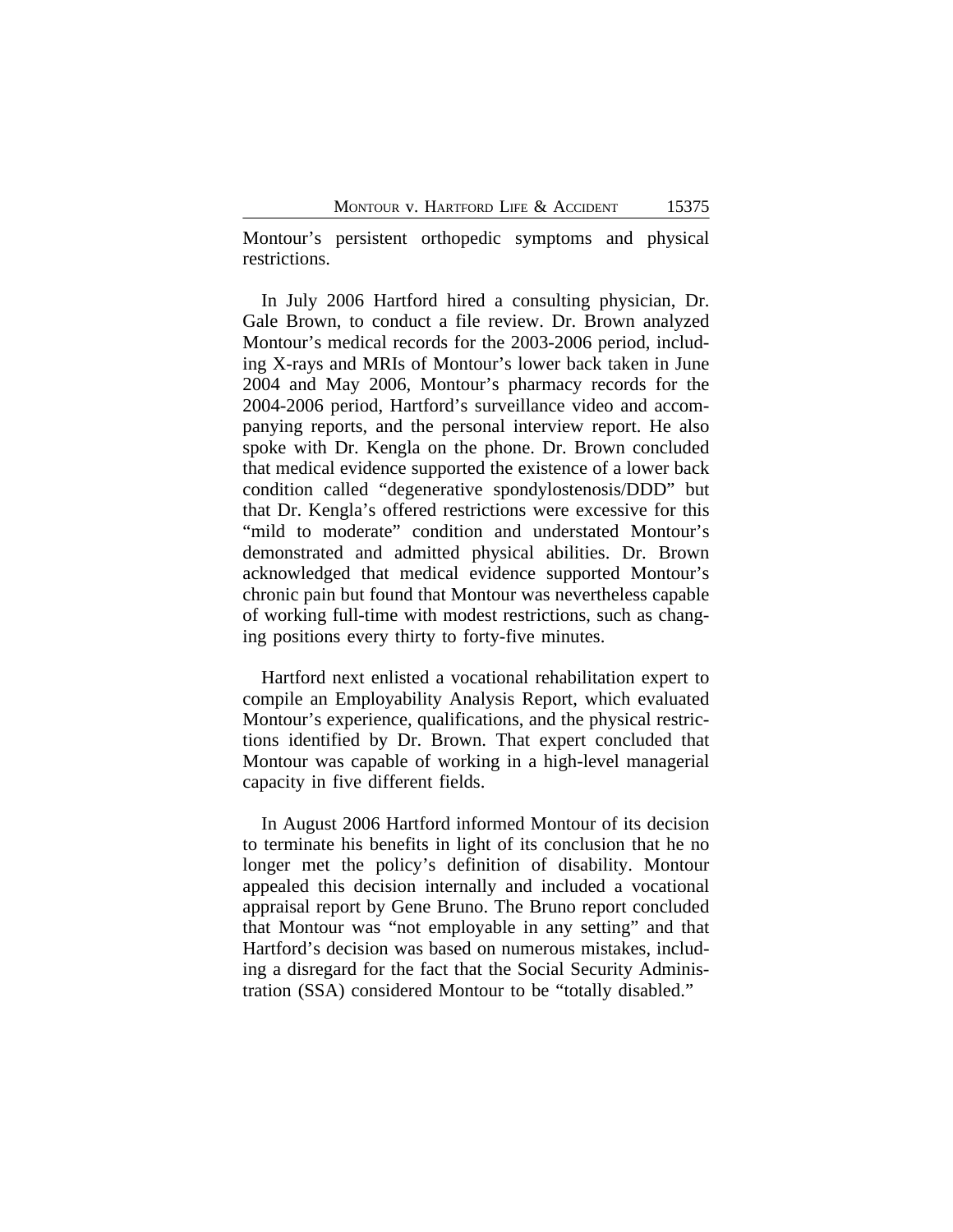Montour's persistent orthopedic symptoms and physical restrictions.

In July 2006 Hartford hired a consulting physician, Dr. Gale Brown, to conduct a file review. Dr. Brown analyzed Montour's medical records for the 2003-2006 period, including X-rays and MRIs of Montour's lower back taken in June 2004 and May 2006, Montour's pharmacy records for the 2004-2006 period, Hartford's surveillance video and accompanying reports, and the personal interview report. He also spoke with Dr. Kengla on the phone. Dr. Brown concluded that medical evidence supported the existence of a lower back condition called "degenerative spondylostenosis/DDD" but that Dr. Kengla's offered restrictions were excessive for this "mild to moderate" condition and understated Montour's demonstrated and admitted physical abilities. Dr. Brown acknowledged that medical evidence supported Montour's chronic pain but found that Montour was nevertheless capable of working full-time with modest restrictions, such as changing positions every thirty to forty-five minutes.

Hartford next enlisted a vocational rehabilitation expert to compile an Employability Analysis Report, which evaluated Montour's experience, qualifications, and the physical restrictions identified by Dr. Brown. That expert concluded that Montour was capable of working in a high-level managerial capacity in five different fields.

In August 2006 Hartford informed Montour of its decision to terminate his benefits in light of its conclusion that he no longer met the policy's definition of disability. Montour appealed this decision internally and included a vocational appraisal report by Gene Bruno. The Bruno report concluded that Montour was "not employable in any setting" and that Hartford's decision was based on numerous mistakes, including a disregard for the fact that the Social Security Administration (SSA) considered Montour to be "totally disabled."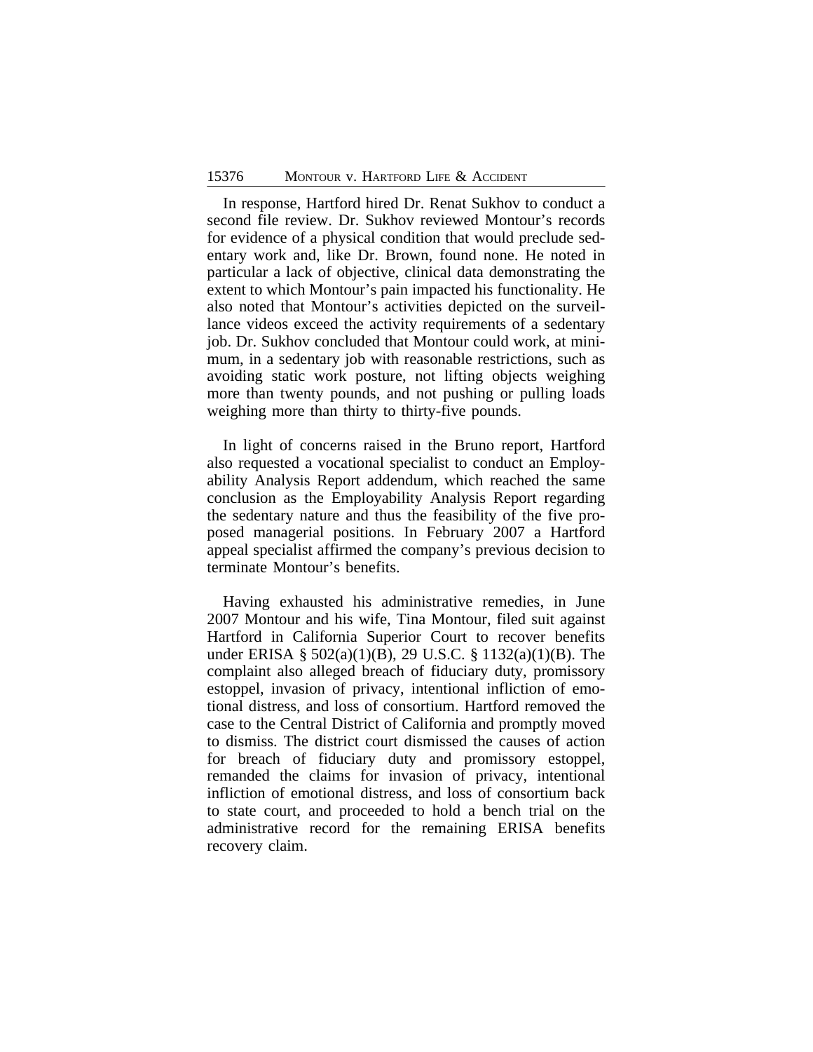In response, Hartford hired Dr. Renat Sukhov to conduct a second file review. Dr. Sukhov reviewed Montour's records for evidence of a physical condition that would preclude sedentary work and, like Dr. Brown, found none. He noted in particular a lack of objective, clinical data demonstrating the extent to which Montour's pain impacted his functionality. He also noted that Montour's activities depicted on the surveillance videos exceed the activity requirements of a sedentary job. Dr. Sukhov concluded that Montour could work, at minimum, in a sedentary job with reasonable restrictions, such as avoiding static work posture, not lifting objects weighing more than twenty pounds, and not pushing or pulling loads weighing more than thirty to thirty-five pounds.

In light of concerns raised in the Bruno report, Hartford also requested a vocational specialist to conduct an Employability Analysis Report addendum, which reached the same conclusion as the Employability Analysis Report regarding the sedentary nature and thus the feasibility of the five proposed managerial positions. In February 2007 a Hartford appeal specialist affirmed the company's previous decision to terminate Montour's benefits.

Having exhausted his administrative remedies, in June 2007 Montour and his wife, Tina Montour, filed suit against Hartford in California Superior Court to recover benefits under ERISA § 502(a)(1)(B), 29 U.S.C. § 1132(a)(1)(B). The complaint also alleged breach of fiduciary duty, promissory estoppel, invasion of privacy, intentional infliction of emotional distress, and loss of consortium. Hartford removed the case to the Central District of California and promptly moved to dismiss. The district court dismissed the causes of action for breach of fiduciary duty and promissory estoppel, remanded the claims for invasion of privacy, intentional infliction of emotional distress, and loss of consortium back to state court, and proceeded to hold a bench trial on the administrative record for the remaining ERISA benefits recovery claim.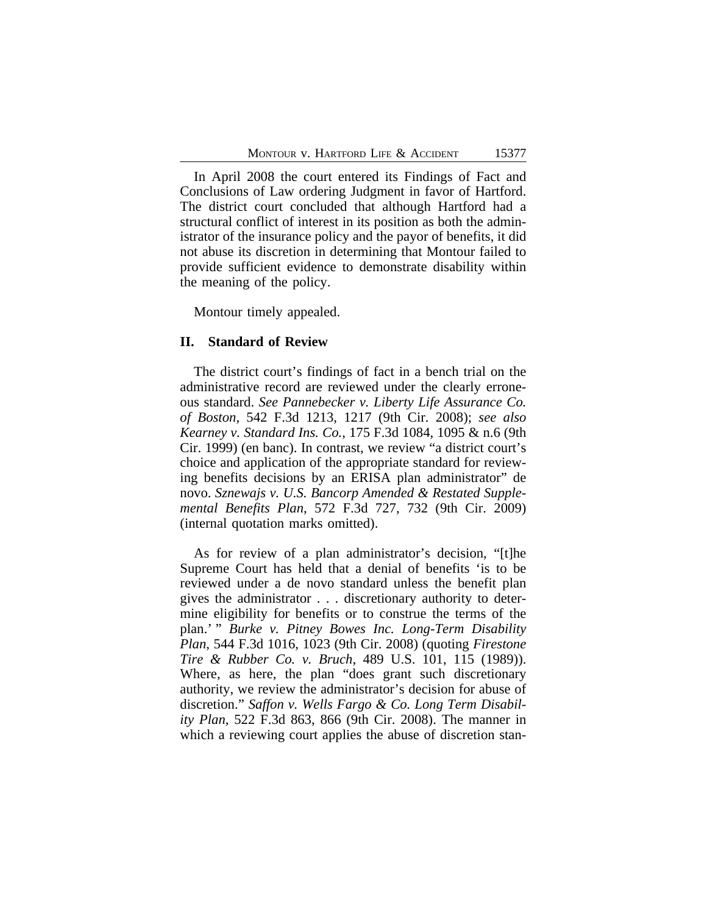In April 2008 the court entered its Findings of Fact and Conclusions of Law ordering Judgment in favor of Hartford. The district court concluded that although Hartford had a structural conflict of interest in its position as both the administrator of the insurance policy and the payor of benefits, it did not abuse its discretion in determining that Montour failed to provide sufficient evidence to demonstrate disability within the meaning of the policy.

Montour timely appealed.

## II. Standard of Review

The district court's findings of fact in a bench trial on the administrative record are reviewed under the clearly erroneous standard. *See Pannebecker v. Liberty Life Assurance Co. of Boston*, 542 F.3d 1213, 1217 (9th Cir. 2008); *see also Kearney v. Standard Ins. Co.*, 175 F.3d 1084, 1095 & n.6 (9th Cir. 1999) (en banc). In contrast, we review "a district court's choice and application of the appropriate standard for reviewing benefits decisions by an ERISA plan administrator" de novo. *Sznewajs v. U.S. Bancorp Amended & Restated Supplemental Benefits Plan*, 572 F.3d 727, 732 (9th Cir. 2009) (internal quotation marks omitted).

As for review of a plan administrator's decision, "[t]he Supreme Court has held that a denial of benefits 'is to be reviewed under a de novo standard unless the benefit plan gives the administrator . . . discretionary authority to determine eligibility for benefits or to construe the terms of the plan.' " *Burke v. Pitney Bowes Inc. Long-Term Disability Plan*, 544 F.3d 1016, 1023 (9th Cir. 2008) (quoting *Firestone Tire & Rubber Co. v. Bruch*, 489 U.S. 101, 115 (1989)). Where, as here, the plan "does grant such discretionary authority, we review the administrator's decision for abuse of discretion." *Saffon v. Wells Fargo & Co. Long Term Disability Plan*, 522 F.3d 863, 866 (9th Cir. 2008). The manner in which a reviewing court applies the abuse of discretion stan-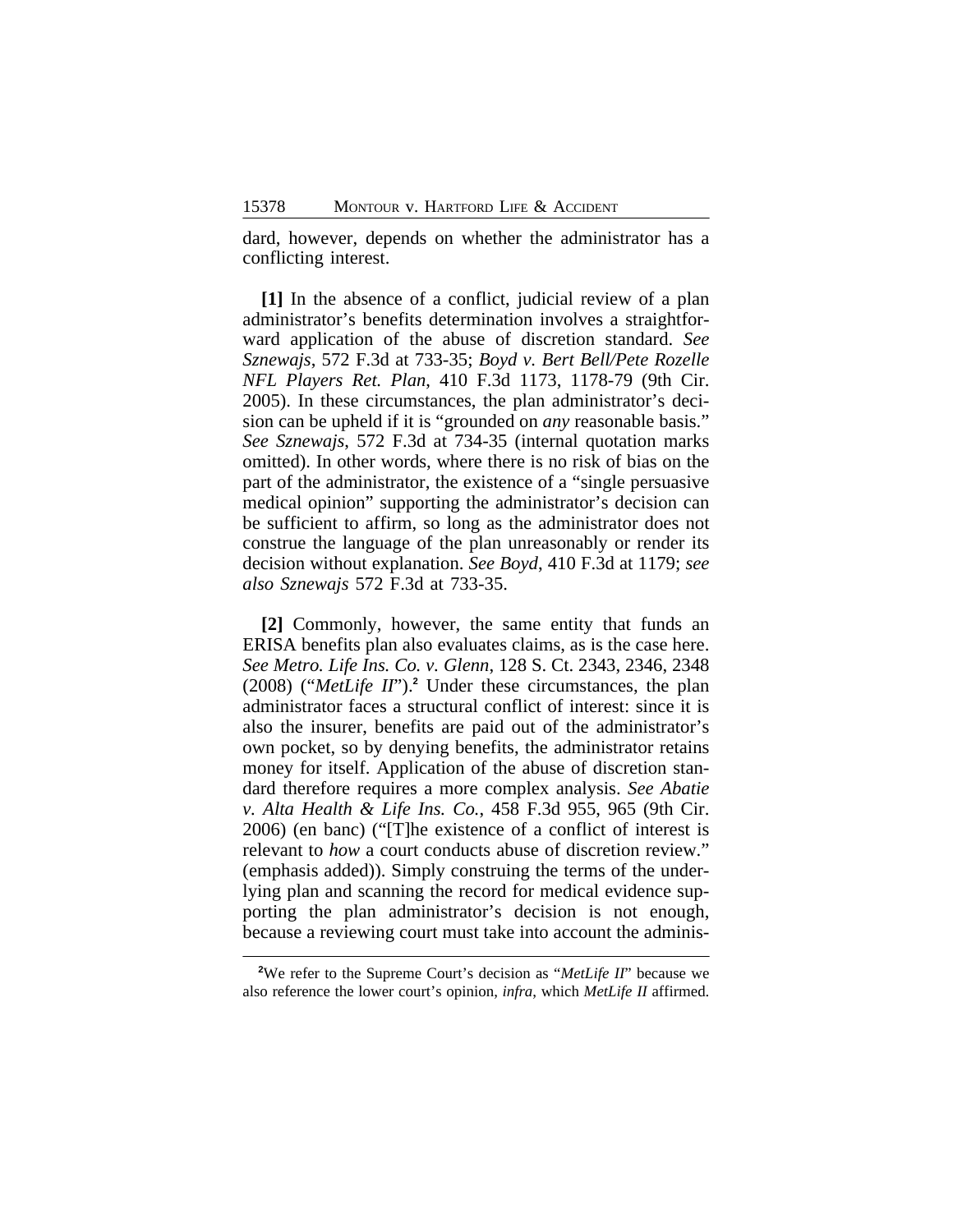dard, however, depends on whether the administrator has a conflicting interest.

**[1]** In the absence of a conflict, judicial review of a plan administrator's benefits determination involves a straightforward application of the abuse of discretion standard. *See Sznewajs*, 572 F.3d at 733-35; *Boyd v. Bert Bell/Pete Rozelle NFL Players Ret. Plan*, 410 F.3d 1173, 1178-79 (9th Cir. 2005). In these circumstances, the plan administrator's decision can be upheld if it is "grounded on *any* reasonable basis." *See Sznewajs*, 572 F.3d at 734-35 (internal quotation marks omitted). In other words, where there is no risk of bias on the part of the administrator, the existence of a "single persuasive medical opinion" supporting the administrator's decision can be sufficient to affirm, so long as the administrator does not construe the language of the plan unreasonably or render its decision without explanation. *See Boyd*, 410 F.3d at 1179; *see also Sznewajs* 572 F.3d at 733-35.

**[2]** Commonly, however, the same entity that funds an ERISA benefits plan also evaluates claims, as is the case here. *See Metro. Life Ins. Co. v. Glenn*, 128 S. Ct. 2343, 2346, 2348 (2008) ("*MetLife II*").[2] Under these circumstances, the plan administrator faces a structural conflict of interest: since it is also the insurer, benefits are paid out of the administrator's own pocket, so by denying benefits, the administrator retains money for itself. Application of the abuse of discretion standard therefore requires a more complex analysis. *See Abatie v. Alta Health & Life Ins. Co.*, 458 F.3d 955, 965 (9th Cir. 2006) (en banc) ("[T]he existence of a conflict of interest is relevant to *how* a court conducts abuse of discretion review." (emphasis added)). Simply construing the terms of the underlying plan and scanning the record for medical evidence supporting the plan administrator's decision is not enough, because a reviewing court must take into account the adminis-

[2]We refer to the Supreme Court's decision as "*MetLife II*" because we also reference the lower court's opinion, *infra*, which *MetLife II* affirmed.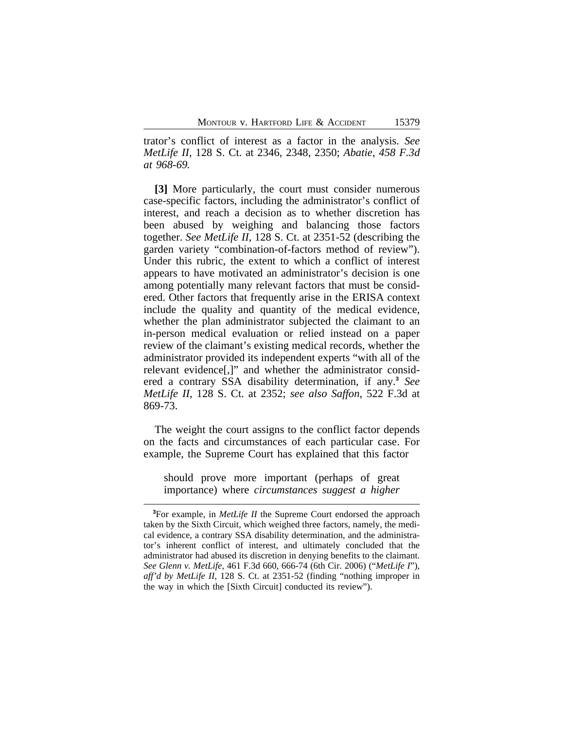trator's conflict of interest as a factor in the analysis. *See MetLife II*, 128 S. Ct. at 2346, 2348, 2350; *Abatie*, *458 F.3d at 968-69.*

**[3]** More particularly, the court must consider numerous case-specific factors, including the administrator's conflict of interest, and reach a decision as to whether discretion has been abused by weighing and balancing those factors together. *See MetLife II*, 128 S. Ct. at 2351-52 (describing the garden variety "combination-of-factors method of review"). Under this rubric, the extent to which a conflict of interest appears to have motivated an administrator's decision is one among potentially many relevant factors that must be considered. Other factors that frequently arise in the ERISA context include the quality and quantity of the medical evidence, whether the plan administrator subjected the claimant to an in-person medical evaluation or relied instead on a paper review of the claimant's existing medical records, whether the administrator provided its independent experts "with all of the relevant evidence[,]" and whether the administrator considered a contrary SSA disability determination, if any.[3] *See MetLife II*, 128 S. Ct. at 2352; *see also Saffon*, 522 F.3d at 869-73.

The weight the court assigns to the conflict factor depends on the facts and circumstances of each particular case. For example, the Supreme Court has explained that this factor

> should prove more important (perhaps of great importance) where *circumstances suggest a higher*

[3]For example, in *MetLife II* the Supreme Court endorsed the approach taken by the Sixth Circuit, which weighed three factors, namely, the medical evidence, a contrary SSA disability determination, and the administrator's inherent conflict of interest, and ultimately concluded that the administrator had abused its discretion in denying benefits to the claimant. *See Glenn v. MetLife*, 461 F.3d 660, 666-74 (6th Cir. 2006) ("*MetLife I*"), *aff'd by MetLife II*, 128 S. Ct. at 2351-52 (finding "nothing improper in the way in which the [Sixth Circuit] conducted its review").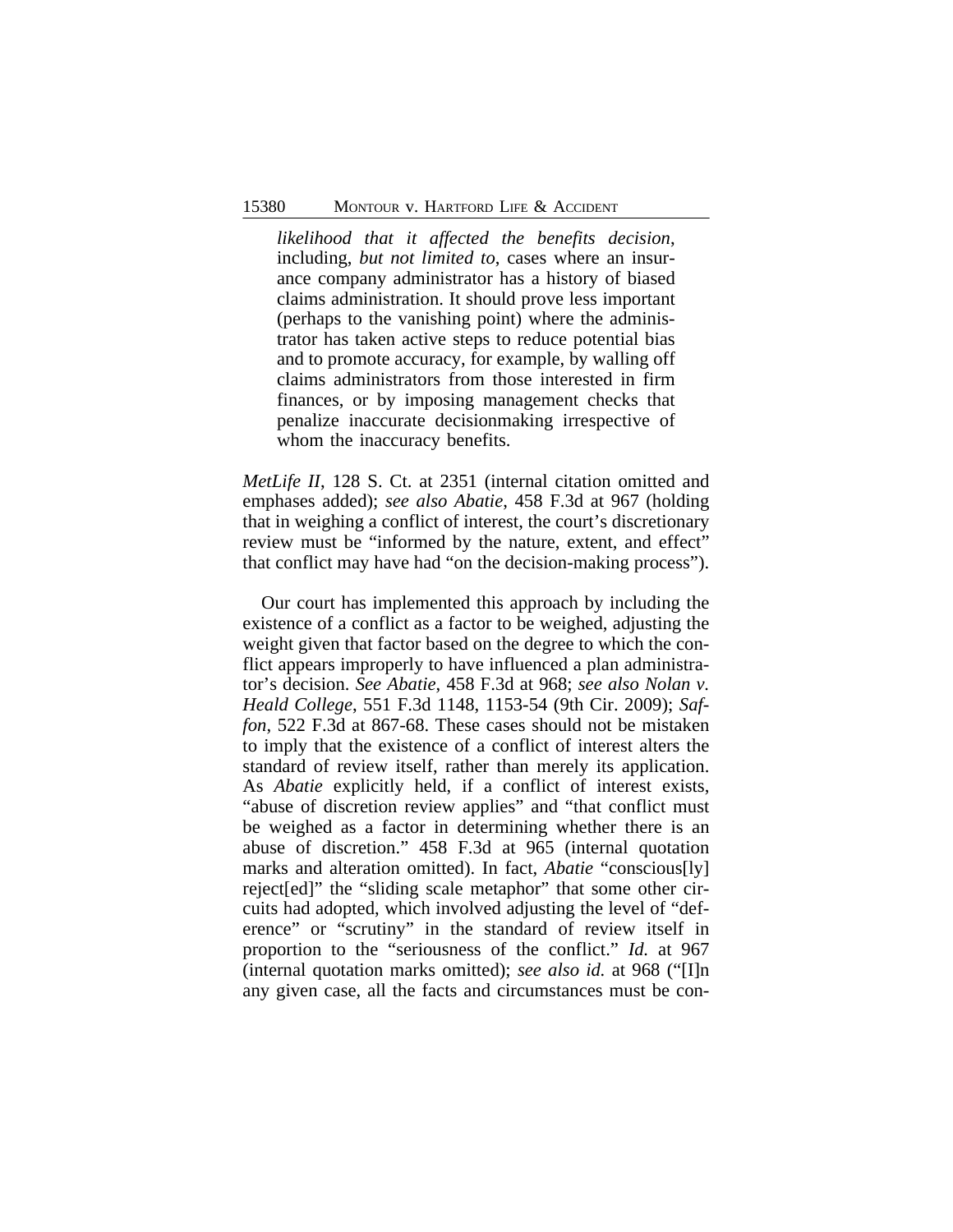> *likelihood that it affected the benefits decision*, including, *but not limited to*, cases where an insurance company administrator has a history of biased claims administration. It should prove less important (perhaps to the vanishing point) where the administrator has taken active steps to reduce potential bias and to promote accuracy, for example, by walling off claims administrators from those interested in firm finances, or by imposing management checks that penalize inaccurate decisionmaking irrespective of whom the inaccuracy benefits.

*MetLife II*, 128 S. Ct. at 2351 (internal citation omitted and emphases added); *see also Abatie*, 458 F.3d at 967 (holding that in weighing a conflict of interest, the court's discretionary review must be "informed by the nature, extent, and effect" that conflict may have had "on the decision-making process").

Our court has implemented this approach by including the existence of a conflict as a factor to be weighed, adjusting the weight given that factor based on the degree to which the conflict appears improperly to have influenced a plan administrator's decision. *See Abatie*, 458 F.3d at 968; *see also Nolan v. Heald College*, 551 F.3d 1148, 1153-54 (9th Cir. 2009); *Saffon*, 522 F.3d at 867-68. These cases should not be mistaken to imply that the existence of a conflict of interest alters the standard of review itself, rather than merely its application. As *Abatie* explicitly held, if a conflict of interest exists, "abuse of discretion review applies" and "that conflict must be weighed as a factor in determining whether there is an abuse of discretion." 458 F.3d at 965 (internal quotation marks and alteration omitted). In fact, *Abatie* "conscious[ly] reject[ed]" the "sliding scale metaphor" that some other circuits had adopted, which involved adjusting the level of "deference" or "scrutiny" in the standard of review itself in proportion to the "seriousness of the conflict." *Id.* at 967 (internal quotation marks omitted); *see also id.* at 968 ("[I]n any given case, all the facts and circumstances must be con-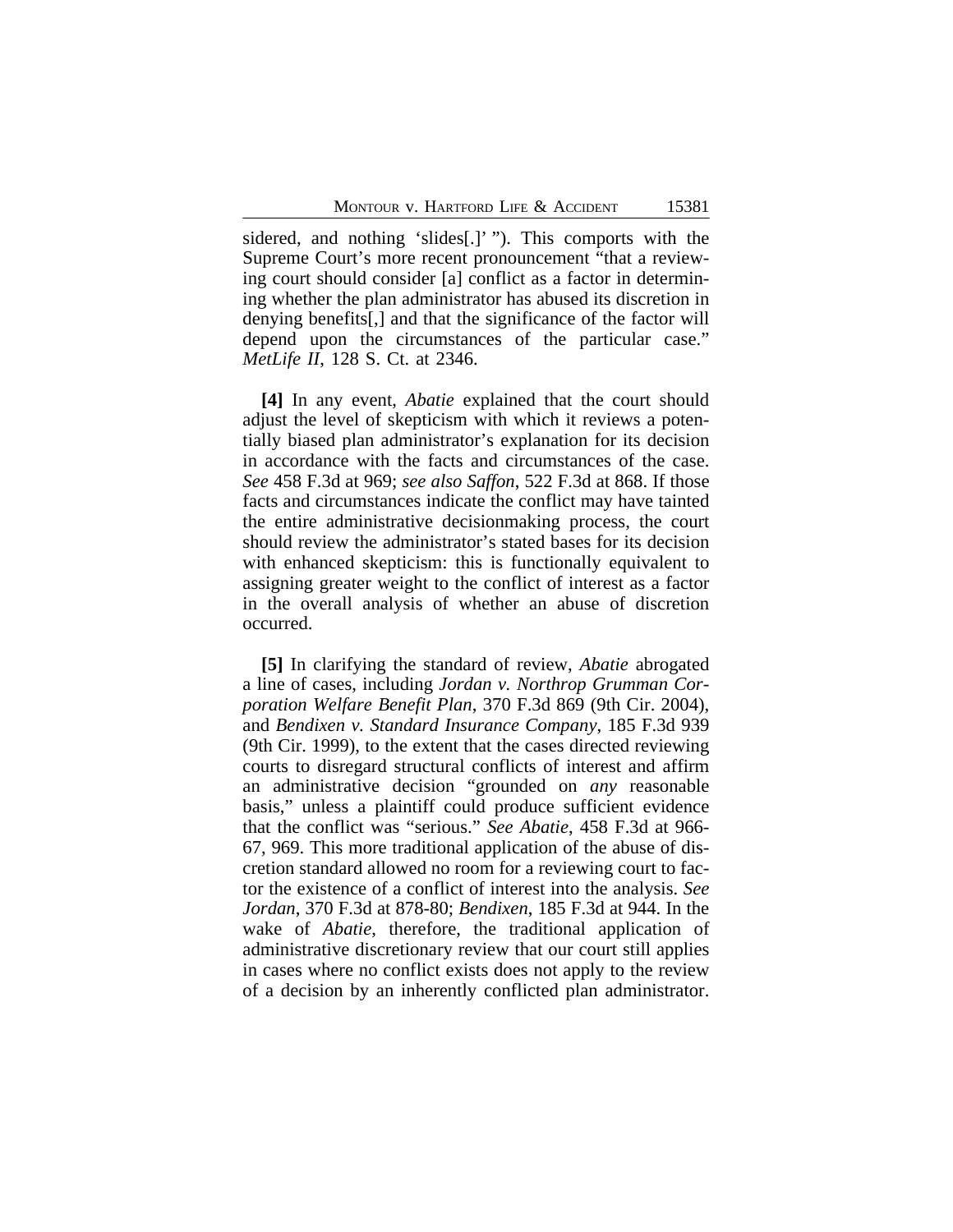sidered, and nothing 'slides[.]' "). This comports with the Supreme Court's more recent pronouncement "that a reviewing court should consider [a] conflict as a factor in determining whether the plan administrator has abused its discretion in denying benefits[,] and that the significance of the factor will depend upon the circumstances of the particular case." *MetLife II*, 128 S. Ct. at 2346.

**[4]** In any event, *Abatie* explained that the court should adjust the level of skepticism with which it reviews a potentially biased plan administrator's explanation for its decision in accordance with the facts and circumstances of the case. *See* 458 F.3d at 969; *see also Saffon*, 522 F.3d at 868. If those facts and circumstances indicate the conflict may have tainted the entire administrative decisionmaking process, the court should review the administrator's stated bases for its decision with enhanced skepticism: this is functionally equivalent to assigning greater weight to the conflict of interest as a factor in the overall analysis of whether an abuse of discretion occurred.

**[5]** In clarifying the standard of review, *Abatie* abrogated a line of cases, including *Jordan v. Northrop Grumman Corporation Welfare Benefit Plan*, 370 F.3d 869 (9th Cir. 2004), and *Bendixen v. Standard Insurance Company*, 185 F.3d 939 (9th Cir. 1999), to the extent that the cases directed reviewing courts to disregard structural conflicts of interest and affirm an administrative decision "grounded on *any* reasonable basis," unless a plaintiff could produce sufficient evidence that the conflict was "serious." *See Abatie*, 458 F.3d at 966-67, 969. This more traditional application of the abuse of discretion standard allowed no room for a reviewing court to factor the existence of a conflict of interest into the analysis. *See Jordan*, 370 F.3d at 878-80; *Bendixen*, 185 F.3d at 944. In the wake of *Abatie*, therefore, the traditional application of administrative discretionary review that our court still applies in cases where no conflict exists does not apply to the review of a decision by an inherently conflicted plan administrator.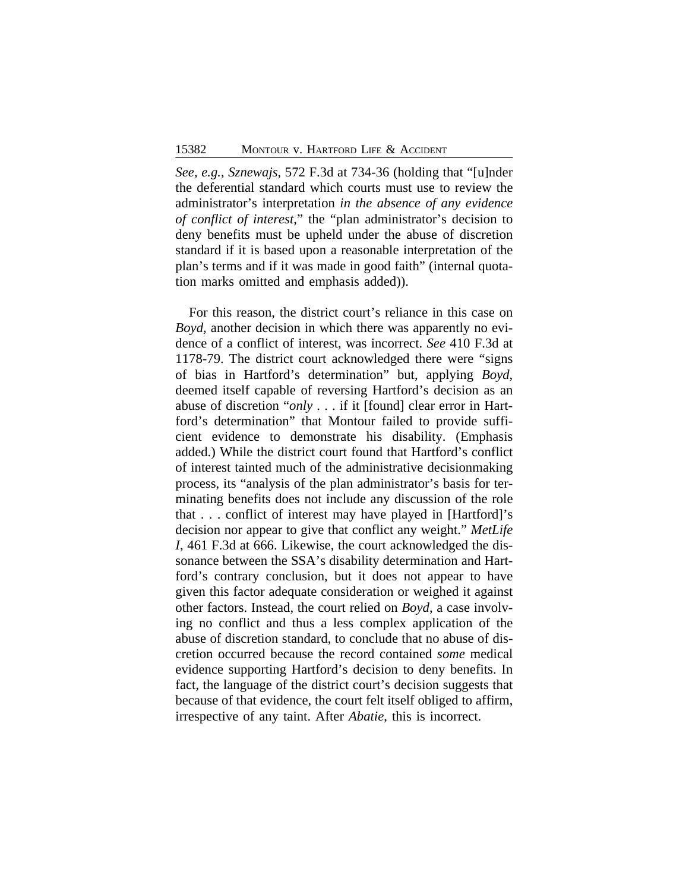*See, e.g.*, *Sznewajs*, 572 F.3d at 734-36 (holding that "[u]nder the deferential standard which courts must use to review the administrator's interpretation *in the absence of any evidence of conflict of interest*," the "plan administrator's decision to deny benefits must be upheld under the abuse of discretion standard if it is based upon a reasonable interpretation of the plan's terms and if it was made in good faith" (internal quotation marks omitted and emphasis added)).

For this reason, the district court's reliance in this case on *Boyd*, another decision in which there was apparently no evidence of a conflict of interest, was incorrect. *See* 410 F.3d at 1178-79. The district court acknowledged there were "signs of bias in Hartford's determination" but, applying *Boyd*, deemed itself capable of reversing Hartford's decision as an abuse of discretion "*only* . . . if it [found] clear error in Hartford's determination" that Montour failed to provide sufficient evidence to demonstrate his disability. (Emphasis added.) While the district court found that Hartford's conflict of interest tainted much of the administrative decisionmaking process, its "analysis of the plan administrator's basis for terminating benefits does not include any discussion of the role that . . . conflict of interest may have played in [Hartford]'s decision nor appear to give that conflict any weight." *MetLife I*, 461 F.3d at 666. Likewise, the court acknowledged the dissonance between the SSA's disability determination and Hartford's contrary conclusion, but it does not appear to have given this factor adequate consideration or weighed it against other factors. Instead, the court relied on *Boyd*, a case involving no conflict and thus a less complex application of the abuse of discretion standard, to conclude that no abuse of discretion occurred because the record contained *some* medical evidence supporting Hartford's decision to deny benefits. In fact, the language of the district court's decision suggests that because of that evidence, the court felt itself obliged to affirm, irrespective of any taint. After *Abatie*, this is incorrect.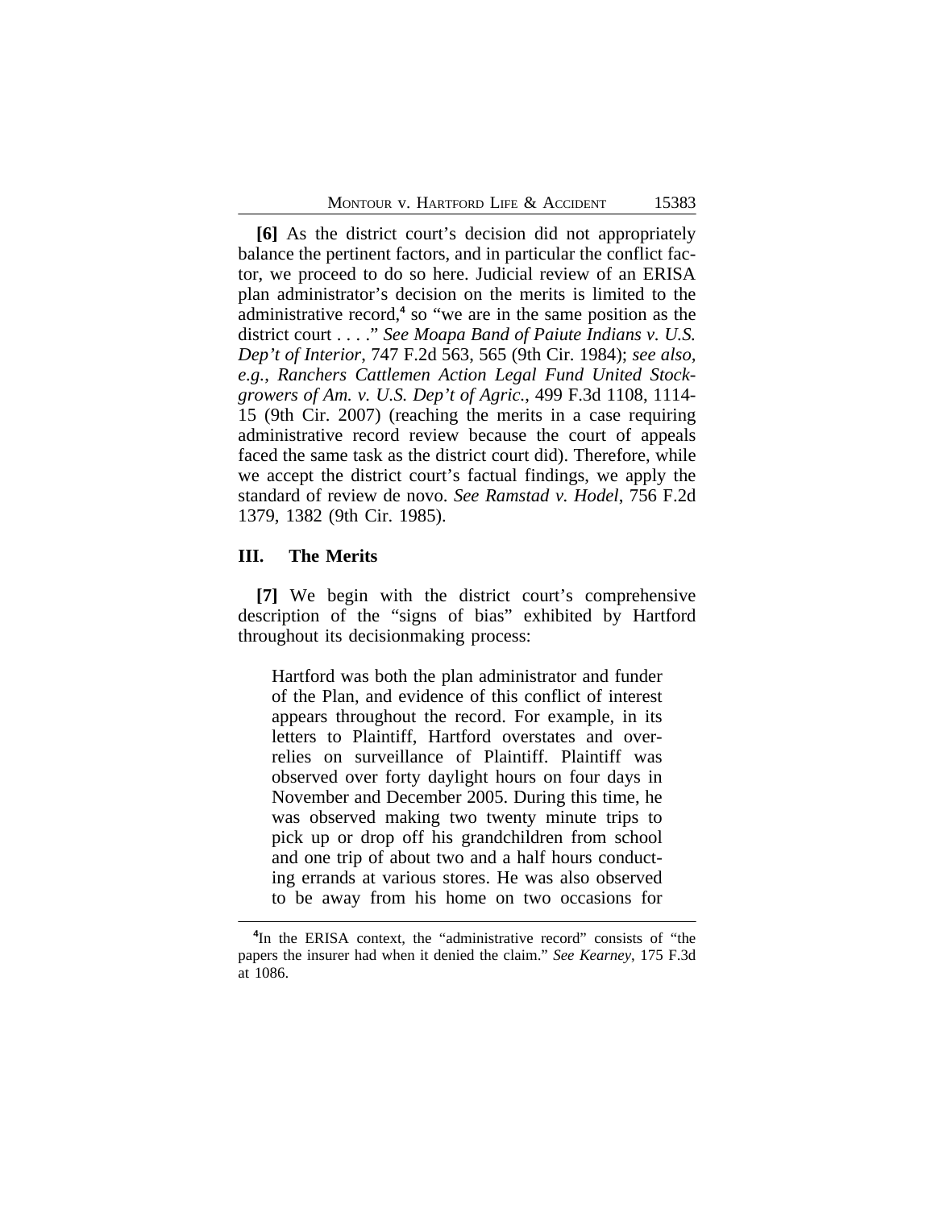**[6]** As the district court's decision did not appropriately balance the pertinent factors, and in particular the conflict factor, we proceed to do so here. Judicial review of an ERISA plan administrator's decision on the merits is limited to the administrative record,[4] so "we are in the same position as the district court . . . ." *See Moapa Band of Paiute Indians v. U.S. Dep't of Interior*, 747 F.2d 563, 565 (9th Cir. 1984); *see also, e.g., Ranchers Cattlemen Action Legal Fund United Stockgrowers of Am. v. U.S. Dep't of Agric.*, 499 F.3d 1108, 1114-15 (9th Cir. 2007) (reaching the merits in a case requiring administrative record review because the court of appeals faced the same task as the district court did). Therefore, while we accept the district court's factual findings, we apply the standard of review de novo. *See Ramstad v. Hodel*, 756 F.2d 1379, 1382 (9th Cir. 1985).

## III. The Merits

**[7]** We begin with the district court's comprehensive description of the "signs of bias" exhibited by Hartford throughout its decisionmaking process:

> Hartford was both the plan administrator and funder of the Plan, and evidence of this conflict of interest appears throughout the record. For example, in its letters to Plaintiff, Hartford overstates and overrelies on surveillance of Plaintiff. Plaintiff was observed over forty daylight hours on four days in November and December 2005. During this time, he was observed making two twenty minute trips to pick up or drop off his grandchildren from school and one trip of about two and a half hours conducting errands at various stores. He was also observed to be away from his home on two occasions for

[4]In the ERISA context, the "administrative record" consists of "the papers the insurer had when it denied the claim." *See Kearney*, 175 F.3d at 1086.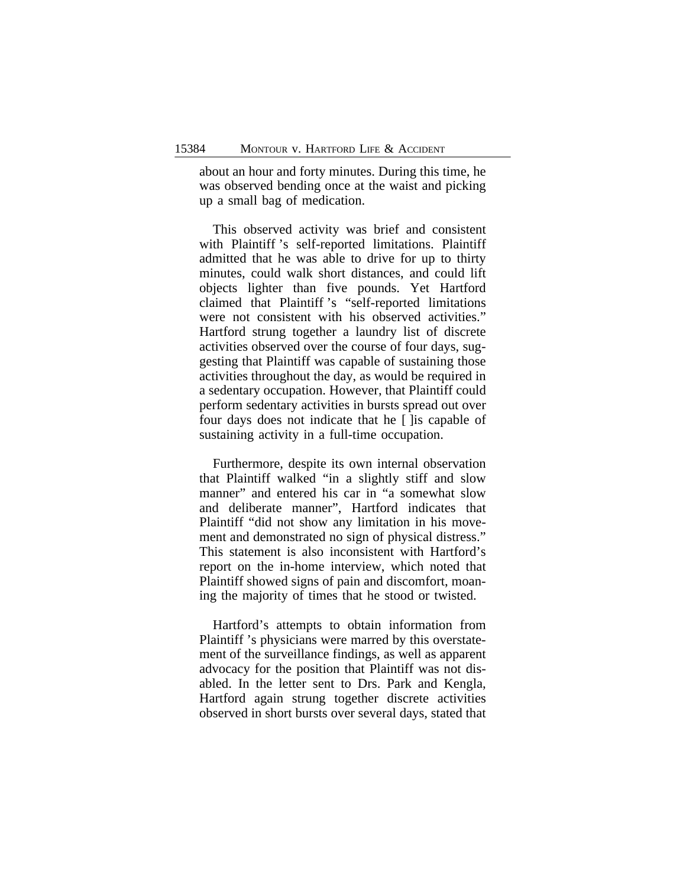about an hour and forty minutes. During this time, he was observed bending once at the waist and picking up a small bag of medication.

This observed activity was brief and consistent with Plaintiff's self-reported limitations. Plaintiff admitted that he was able to drive for up to thirty minutes, could walk short distances, and could lift objects lighter than five pounds. Yet Hartford claimed that Plaintiff's "self-reported limitations were not consistent with his observed activities." Hartford strung together a laundry list of discrete activities observed over the course of four days, suggesting that Plaintiff was capable of sustaining those activities throughout the day, as would be required in a sedentary occupation. However, that Plaintiff could perform sedentary activities in bursts spread out over four days does not indicate that he [ ]is capable of sustaining activity in a full-time occupation.

Furthermore, despite its own internal observation that Plaintiff walked "in a slightly stiff and slow manner" and entered his car in "a somewhat slow and deliberate manner", Hartford indicates that Plaintiff "did not show any limitation in his movement and demonstrated no sign of physical distress." This statement is also inconsistent with Hartford's report on the in-home interview, which noted that Plaintiff showed signs of pain and discomfort, moaning the majority of times that he stood or twisted.

Hartford's attempts to obtain information from Plaintiff's physicians were marred by this overstatement of the surveillance findings, as well as apparent advocacy for the position that Plaintiff was not disabled. In the letter sent to Drs. Park and Kengla, Hartford again strung together discrete activities observed in short bursts over several days, stated that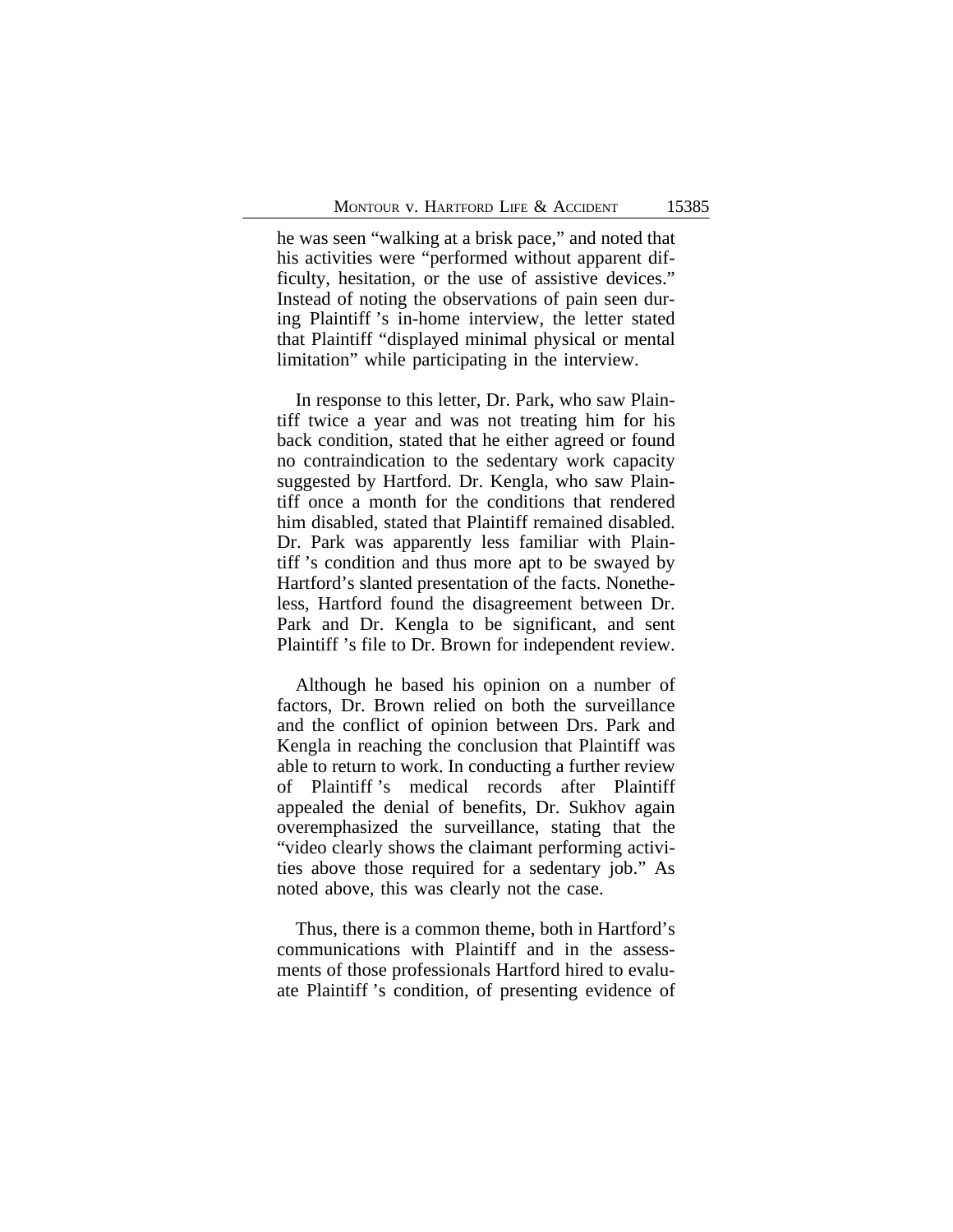he was seen "walking at a brisk pace," and noted that his activities were "performed without apparent difficulty, hesitation, or the use of assistive devices." Instead of noting the observations of pain seen during Plaintiff 's in-home interview, the letter stated that Plaintiff "displayed minimal physical or mental limitation" while participating in the interview.

In response to this letter, Dr. Park, who saw Plaintiff twice a year and was not treating him for his back condition, stated that he either agreed or found no contraindication to the sedentary work capacity suggested by Hartford. Dr. Kengla, who saw Plaintiff once a month for the conditions that rendered him disabled, stated that Plaintiff remained disabled. Dr. Park was apparently less familiar with Plaintiff 's condition and thus more apt to be swayed by Hartford's slanted presentation of the facts. Nonetheless, Hartford found the disagreement between Dr. Park and Dr. Kengla to be significant, and sent Plaintiff 's file to Dr. Brown for independent review.

Although he based his opinion on a number of factors, Dr. Brown relied on both the surveillance and the conflict of opinion between Drs. Park and Kengla in reaching the conclusion that Plaintiff was able to return to work. In conducting a further review of Plaintiff 's medical records after Plaintiff appealed the denial of benefits, Dr. Sukhov again overemphasized the surveillance, stating that the "video clearly shows the claimant performing activities above those required for a sedentary job." As noted above, this was clearly not the case.

Thus, there is a common theme, both in Hartford's communications with Plaintiff and in the assessments of those professionals Hartford hired to evaluate Plaintiff 's condition, of presenting evidence of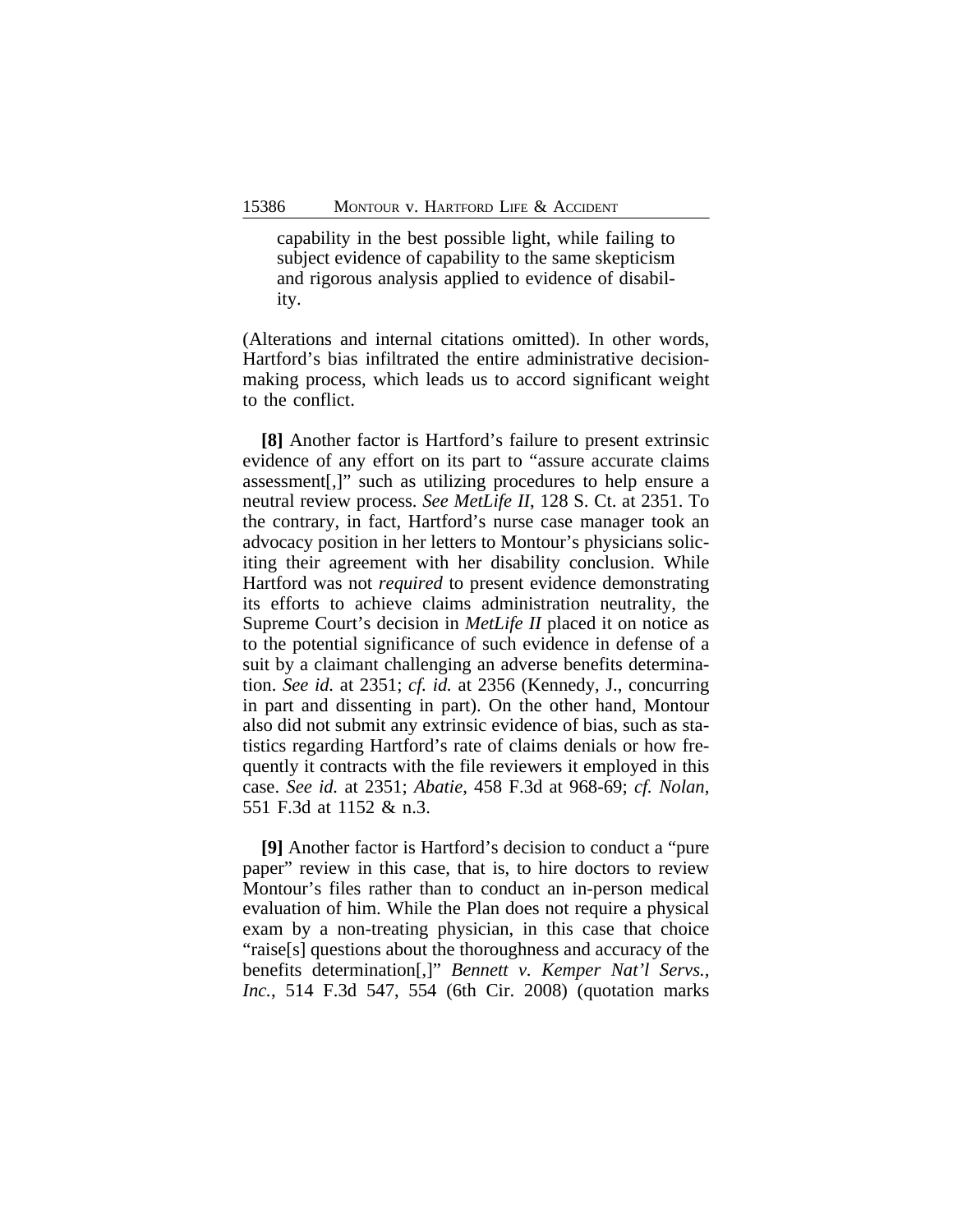> capability in the best possible light, while failing to subject evidence of capability to the same skepticism and rigorous analysis applied to evidence of disability.

(Alterations and internal citations omitted). In other words, Hartford's bias infiltrated the entire administrative decision-making process, which leads us to accord significant weight to the conflict.

**[8]** Another factor is Hartford's failure to present extrinsic evidence of any effort on its part to "assure accurate claims assessment[,]" such as utilizing procedures to help ensure a neutral review process. *See MetLife II*, 128 S. Ct. at 2351. To the contrary, in fact, Hartford's nurse case manager took an advocacy position in her letters to Montour's physicians soliciting their agreement with her disability conclusion. While Hartford was not *required* to present evidence demonstrating its efforts to achieve claims administration neutrality, the Supreme Court's decision in *MetLife II* placed it on notice as to the potential significance of such evidence in defense of a suit by a claimant challenging an adverse benefits determination. *See id.* at 2351; *cf. id.* at 2356 (Kennedy, J., concurring in part and dissenting in part). On the other hand, Montour also did not submit any extrinsic evidence of bias, such as statistics regarding Hartford's rate of claims denials or how frequently it contracts with the file reviewers it employed in this case. *See id.* at 2351; *Abatie*, 458 F.3d at 968-69; *cf. Nolan*, 551 F.3d at 1152 & n.3.

**[9]** Another factor is Hartford's decision to conduct a "pure paper" review in this case, that is, to hire doctors to review Montour's files rather than to conduct an in-person medical evaluation of him. While the Plan does not require a physical exam by a non-treating physician, in this case that choice "raise[s] questions about the thoroughness and accuracy of the benefits determination[,]" *Bennett v. Kemper Nat'l Servs., Inc.*, 514 F.3d 547, 554 (6th Cir. 2008) (quotation marks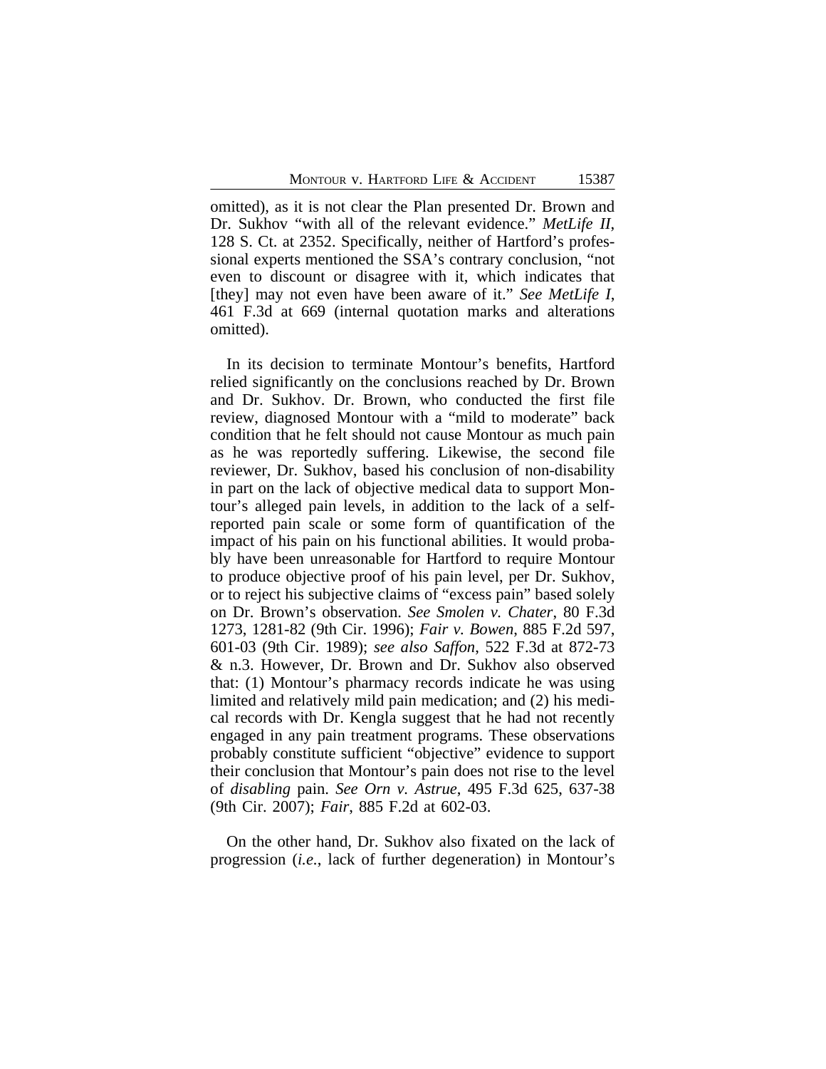omitted), as it is not clear the Plan presented Dr. Brown and Dr. Sukhov "with all of the relevant evidence." *MetLife II*, 128 S. Ct. at 2352. Specifically, neither of Hartford's professional experts mentioned the SSA's contrary conclusion, "not even to discount or disagree with it, which indicates that [they] may not even have been aware of it." *See MetLife I*, 461 F.3d at 669 (internal quotation marks and alterations omitted).

In its decision to terminate Montour's benefits, Hartford relied significantly on the conclusions reached by Dr. Brown and Dr. Sukhov. Dr. Brown, who conducted the first file review, diagnosed Montour with a "mild to moderate" back condition that he felt should not cause Montour as much pain as he was reportedly suffering. Likewise, the second file reviewer, Dr. Sukhov, based his conclusion of non-disability in part on the lack of objective medical data to support Montour's alleged pain levels, in addition to the lack of a self-reported pain scale or some form of quantification of the impact of his pain on his functional abilities. It would probably have been unreasonable for Hartford to require Montour to produce objective proof of his pain level, per Dr. Sukhov, or to reject his subjective claims of "excess pain" based solely on Dr. Brown's observation. *See Smolen v. Chater*, 80 F.3d 1273, 1281-82 (9th Cir. 1996); *Fair v. Bowen*, 885 F.2d 597, 601-03 (9th Cir. 1989); *see also Saffon*, 522 F.3d at 872-73 & n.3. However, Dr. Brown and Dr. Sukhov also observed that: (1) Montour's pharmacy records indicate he was using limited and relatively mild pain medication; and (2) his medical records with Dr. Kengla suggest that he had not recently engaged in any pain treatment programs. These observations probably constitute sufficient "objective" evidence to support their conclusion that Montour's pain does not rise to the level of *disabling* pain. *See Orn v. Astrue*, 495 F.3d 625, 637-38 (9th Cir. 2007); *Fair*, 885 F.2d at 602-03.

On the other hand, Dr. Sukhov also fixated on the lack of progression (*i.e.*, lack of further degeneration) in Montour's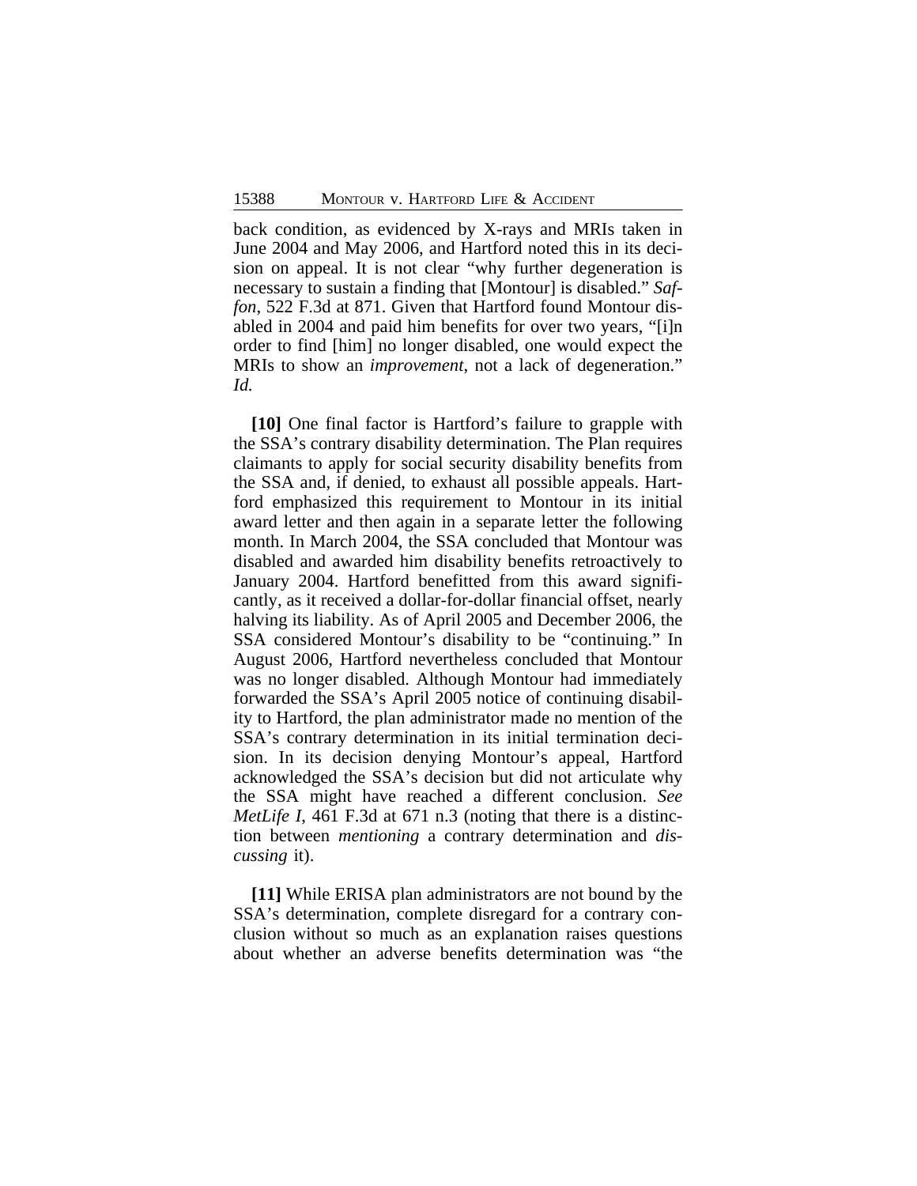back condition, as evidenced by X-rays and MRIs taken in June 2004 and May 2006, and Hartford noted this in its decision on appeal. It is not clear "why further degeneration is necessary to sustain a finding that [Montour] is disabled." *Saffon*, 522 F.3d at 871. Given that Hartford found Montour disabled in 2004 and paid him benefits for over two years, "[i]n order to find [him] no longer disabled, one would expect the MRIs to show an *improvement*, not a lack of degeneration." *Id.*

**[10]** One final factor is Hartford's failure to grapple with the SSA's contrary disability determination. The Plan requires claimants to apply for social security disability benefits from the SSA and, if denied, to exhaust all possible appeals. Hartford emphasized this requirement to Montour in its initial award letter and then again in a separate letter the following month. In March 2004, the SSA concluded that Montour was disabled and awarded him disability benefits retroactively to January 2004. Hartford benefitted from this award significantly, as it received a dollar-for-dollar financial offset, nearly halving its liability. As of April 2005 and December 2006, the SSA considered Montour's disability to be "continuing." In August 2006, Hartford nevertheless concluded that Montour was no longer disabled. Although Montour had immediately forwarded the SSA's April 2005 notice of continuing disability to Hartford, the plan administrator made no mention of the SSA's contrary determination in its initial termination decision. In its decision denying Montour's appeal, Hartford acknowledged the SSA's decision but did not articulate why the SSA might have reached a different conclusion. *See MetLife I*, 461 F.3d at 671 n.3 (noting that there is a distinction between *mentioning* a contrary determination and *discussing* it).

**[11]** While ERISA plan administrators are not bound by the SSA's determination, complete disregard for a contrary conclusion without so much as an explanation raises questions about whether an adverse benefits determination was "the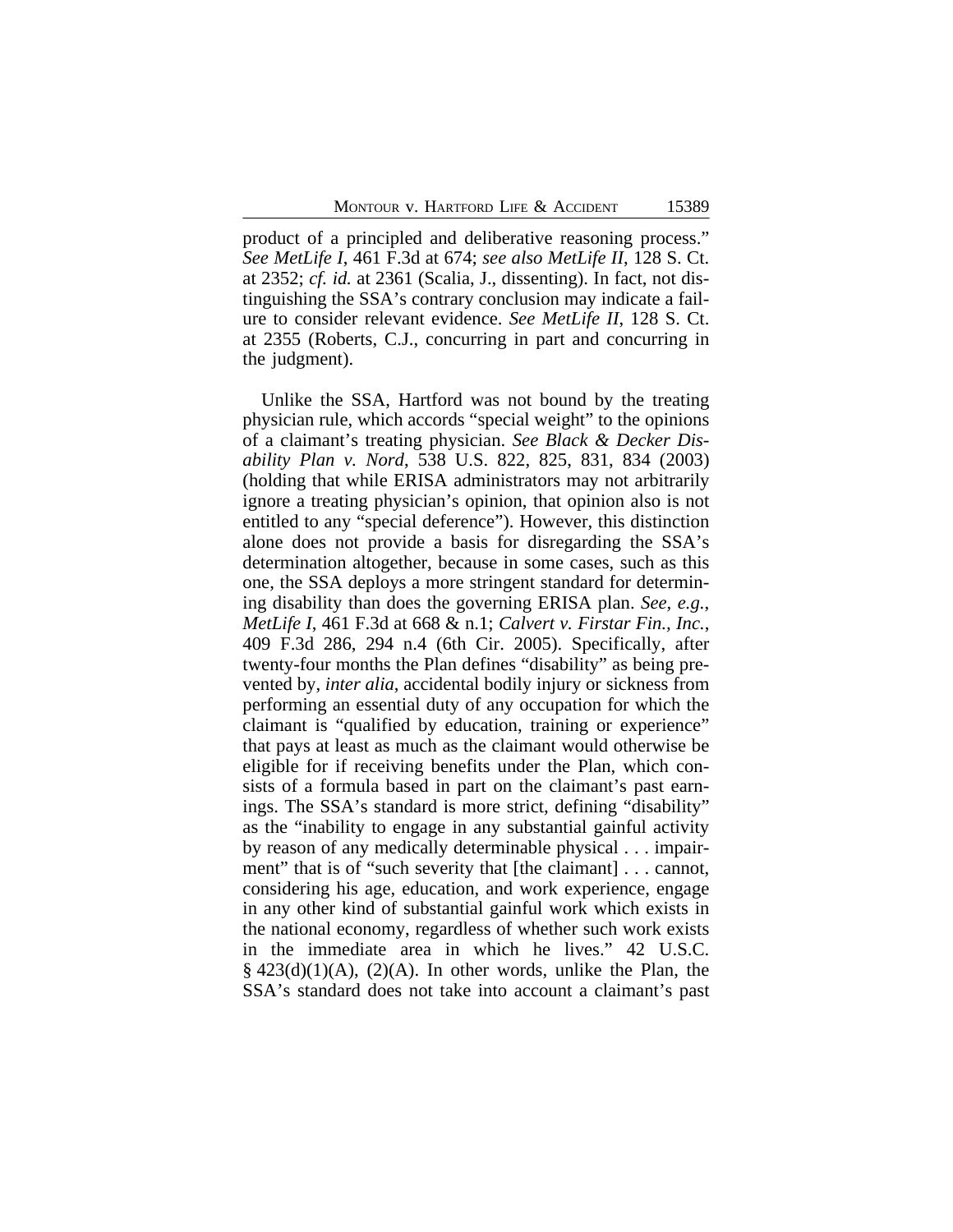product of a principled and deliberative reasoning process." *See MetLife I*, 461 F.3d at 674; *see also MetLife II*, 128 S. Ct. at 2352; *cf. id.* at 2361 (Scalia, J., dissenting). In fact, not distinguishing the SSA's contrary conclusion may indicate a failure to consider relevant evidence. *See MetLife II*, 128 S. Ct. at 2355 (Roberts, C.J., concurring in part and concurring in the judgment).

Unlike the SSA, Hartford was not bound by the treating physician rule, which accords "special weight" to the opinions of a claimant's treating physician. *See Black & Decker Disability Plan v. Nord*, 538 U.S. 822, 825, 831, 834 (2003) (holding that while ERISA administrators may not arbitrarily ignore a treating physician's opinion, that opinion also is not entitled to any "special deference"). However, this distinction alone does not provide a basis for disregarding the SSA's determination altogether, because in some cases, such as this one, the SSA deploys a more stringent standard for determining disability than does the governing ERISA plan. *See, e.g.*, *MetLife I*, 461 F.3d at 668 & n.1; *Calvert v. Firstar Fin., Inc.*, 409 F.3d 286, 294 n.4 (6th Cir. 2005). Specifically, after twenty-four months the Plan defines "disability" as being prevented by, *inter alia*, accidental bodily injury or sickness from performing an essential duty of any occupation for which the claimant is "qualified by education, training or experience" that pays at least as much as the claimant would otherwise be eligible for if receiving benefits under the Plan, which consists of a formula based in part on the claimant's past earnings. The SSA's standard is more strict, defining "disability" as the "inability to engage in any substantial gainful activity by reason of any medically determinable physical . . . impairment" that is of "such severity that [the claimant] . . . cannot, considering his age, education, and work experience, engage in any other kind of substantial gainful work which exists in the national economy, regardless of whether such work exists in the immediate area in which he lives." 42 U.S.C. § 423(d)(1)(A), (2)(A). In other words, unlike the Plan, the SSA's standard does not take into account a claimant's past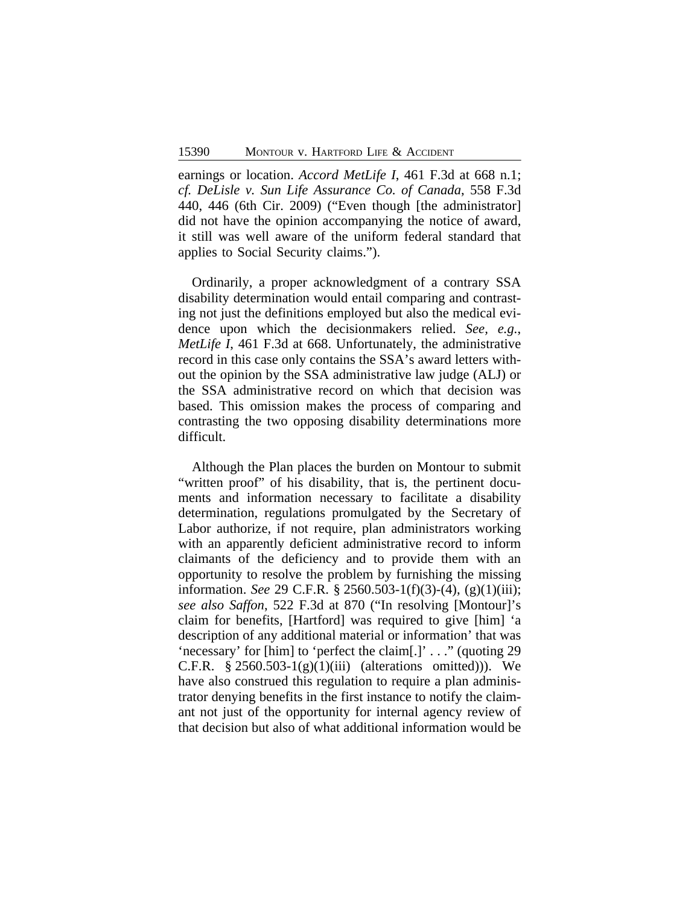earnings or location. *Accord MetLife I*, 461 F.3d at 668 n.1; *cf. DeLisle v. Sun Life Assurance Co. of Canada*, 558 F.3d 440, 446 (6th Cir. 2009) ("Even though [the administrator] did not have the opinion accompanying the notice of award, it still was well aware of the uniform federal standard that applies to Social Security claims.").

Ordinarily, a proper acknowledgment of a contrary SSA disability determination would entail comparing and contrasting not just the definitions employed but also the medical evidence upon which the decisionmakers relied. *See, e.g.*, *MetLife I*, 461 F.3d at 668. Unfortunately, the administrative record in this case only contains the SSA's award letters without the opinion by the SSA administrative law judge (ALJ) or the SSA administrative record on which that decision was based. This omission makes the process of comparing and contrasting the two opposing disability determinations more difficult.

Although the Plan places the burden on Montour to submit "written proof" of his disability, that is, the pertinent documents and information necessary to facilitate a disability determination, regulations promulgated by the Secretary of Labor authorize, if not require, plan administrators working with an apparently deficient administrative record to inform claimants of the deficiency and to provide them with an opportunity to resolve the problem by furnishing the missing information. *See* 29 C.F.R. § 2560.503-1(f)(3)-(4), (g)(1)(iii); *see also Saffon*, 522 F.3d at 870 ("In resolving [Montour]'s claim for benefits, [Hartford] was required to give [him] 'a description of any additional material or information' that was 'necessary' for [him] to 'perfect the claim[.]' . . ." (quoting 29 C.F.R. § 2560.503-1(g)(1)(iii) (alterations omitted))). We have also construed this regulation to require a plan administrator denying benefits in the first instance to notify the claimant not just of the opportunity for internal agency review of that decision but also of what additional information would be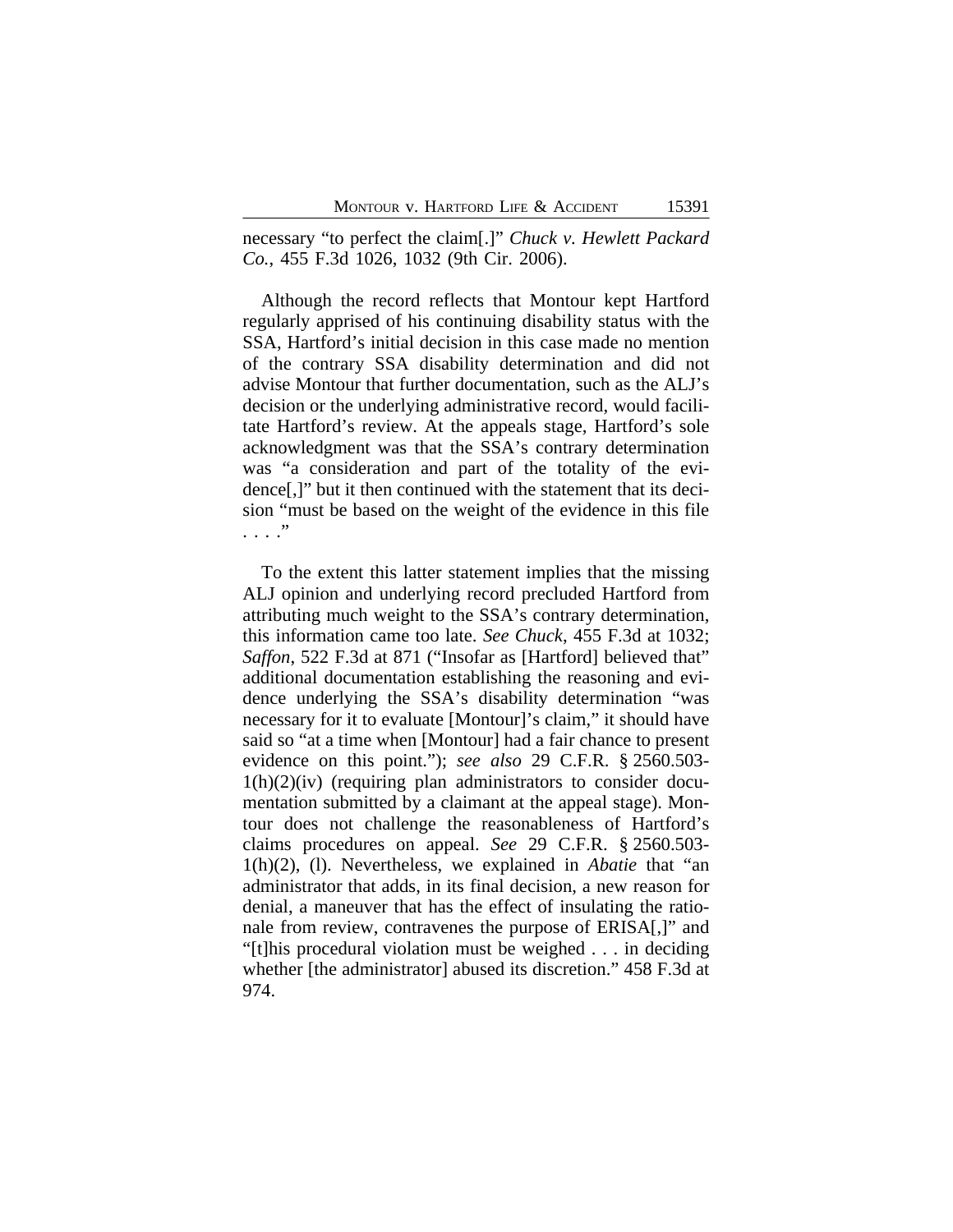necessary "to perfect the claim[.]" *Chuck v. Hewlett Packard Co.*, 455 F.3d 1026, 1032 (9th Cir. 2006).

Although the record reflects that Montour kept Hartford regularly apprised of his continuing disability status with the SSA, Hartford's initial decision in this case made no mention of the contrary SSA disability determination and did not advise Montour that further documentation, such as the ALJ's decision or the underlying administrative record, would facilitate Hartford's review. At the appeals stage, Hartford's sole acknowledgment was that the SSA's contrary determination was "a consideration and part of the totality of the evidence[,]" but it then continued with the statement that its decision "must be based on the weight of the evidence in this file . . . ."

To the extent this latter statement implies that the missing ALJ opinion and underlying record precluded Hartford from attributing much weight to the SSA's contrary determination, this information came too late. *See Chuck*, 455 F.3d at 1032; *Saffon*, 522 F.3d at 871 ("Insofar as [Hartford] believed that" additional documentation establishing the reasoning and evidence underlying the SSA's disability determination "was necessary for it to evaluate [Montour]'s claim," it should have said so "at a time when [Montour] had a fair chance to present evidence on this point."); *see also* 29 C.F.R. § 2560.503-1(h)(2)(iv) (requiring plan administrators to consider documentation submitted by a claimant at the appeal stage). Montour does not challenge the reasonableness of Hartford's claims procedures on appeal. *See* 29 C.F.R. § 2560.503-1(h)(2), (l). Nevertheless, we explained in *Abatie* that "an administrator that adds, in its final decision, a new reason for denial, a maneuver that has the effect of insulating the rationale from review, contravenes the purpose of ERISA[,]" and "[t]his procedural violation must be weighed . . . in deciding whether [the administrator] abused its discretion." 458 F.3d at 974.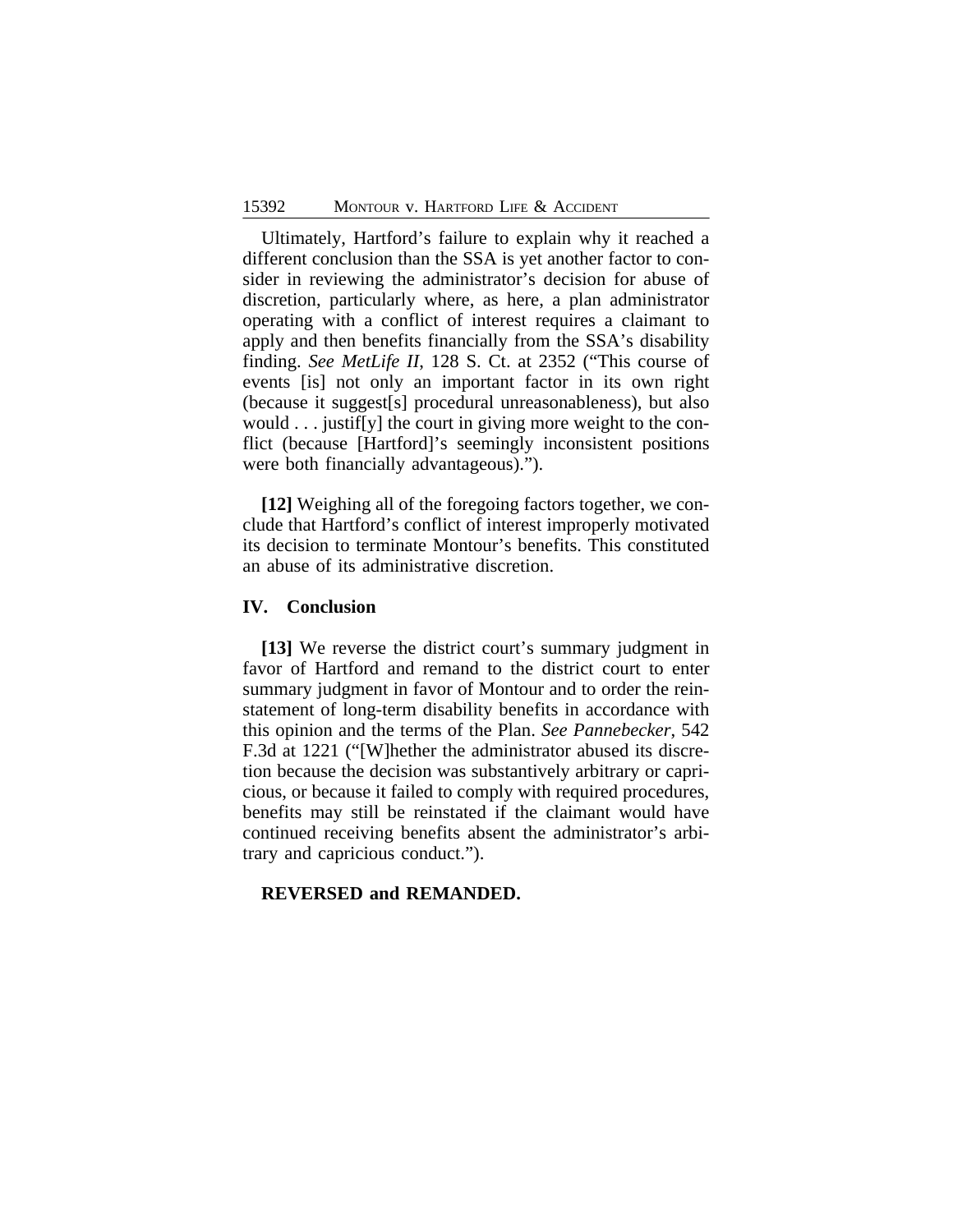Ultimately, Hartford's failure to explain why it reached a different conclusion than the SSA is yet another factor to consider in reviewing the administrator's decision for abuse of discretion, particularly where, as here, a plan administrator operating with a conflict of interest requires a claimant to apply and then benefits financially from the SSA's disability finding. *See MetLife II*, 128 S. Ct. at 2352 ("This course of events [is] not only an important factor in its own right (because it suggest[s] procedural unreasonableness), but also would . . . justif[y] the court in giving more weight to the conflict (because [Hartford]'s seemingly inconsistent positions were both financially advantageous).").

**[12]** Weighing all of the foregoing factors together, we conclude that Hartford's conflict of interest improperly motivated its decision to terminate Montour's benefits. This constituted an abuse of its administrative discretion.

## IV. Conclusion

**[13]** We reverse the district court's summary judgment in favor of Hartford and remand to the district court to enter summary judgment in favor of Montour and to order the reinstatement of long-term disability benefits in accordance with this opinion and the terms of the Plan. *See Pannebecker*, 542 F.3d at 1221 ("[W]hether the administrator abused its discretion because the decision was substantively arbitrary or capricious, or because it failed to comply with required procedures, benefits may still be reinstated if the claimant would have continued receiving benefits absent the administrator's arbitrary and capricious conduct.").

**REVERSED and REMANDED.**